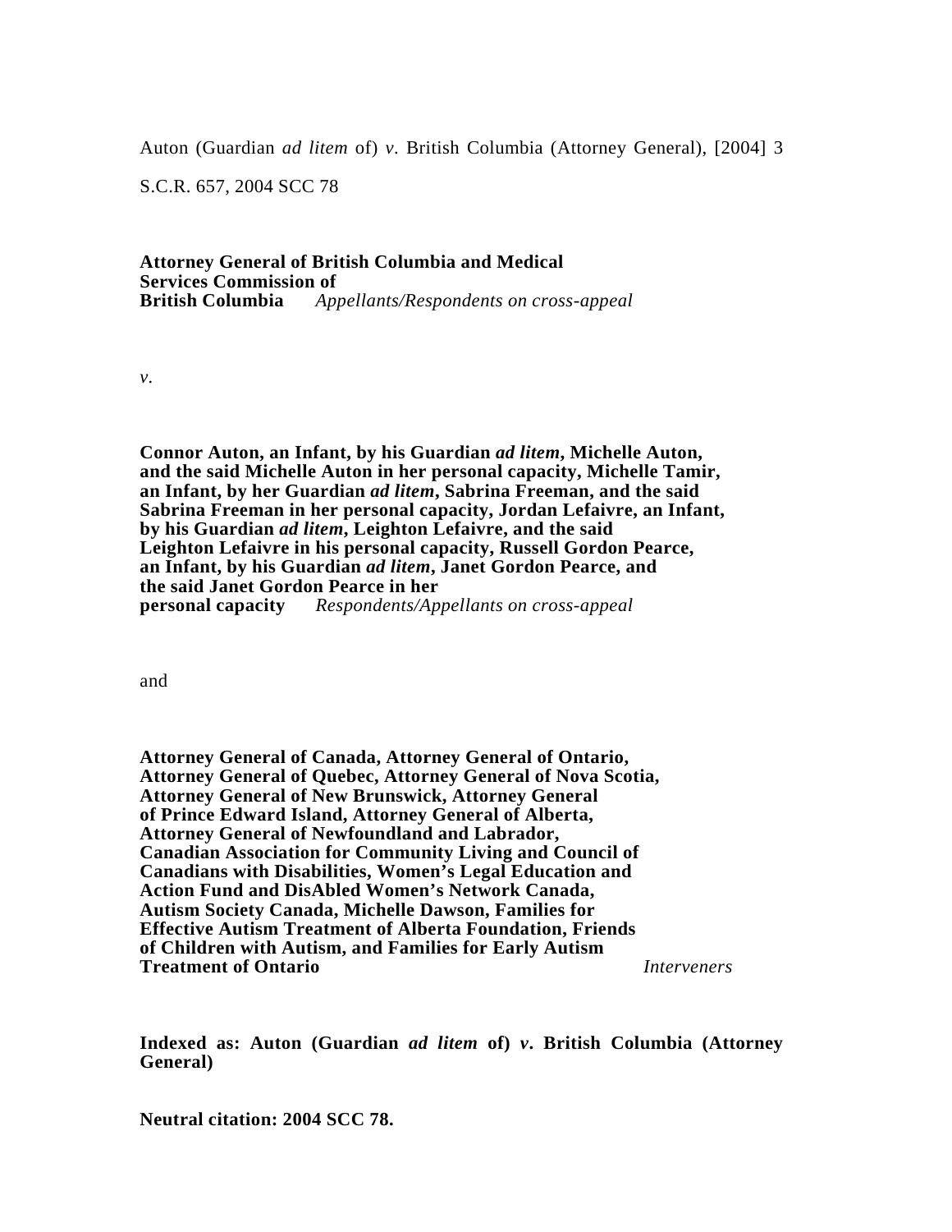Auton (Guardian *ad litem* of) *v*. British Columbia (Attorney General), [2004] 3 S.C.R. 657, 2004 SCC 78

**Attorney General of British Columbia and Medical Services Commission of British Columbia** *Appellants/Respondents on cross-appeal*

*v*.

**Connor Auton, an Infant, by his Guardian *ad litem*, Michelle Auton, and the said Michelle Auton in her personal capacity, Michelle Tamir, an Infant, by her Guardian *ad litem*, Sabrina Freeman, and the said Sabrina Freeman in her personal capacity, Jordan Lefaivre, an Infant, by his Guardian *ad litem*, Leighton Lefaivre, and the said Leighton Lefaivre in his personal capacity, Russell Gordon Pearce, an Infant, by his Guardian *ad litem*, Janet Gordon Pearce, and the said Janet Gordon Pearce in her personal capacity** *Respondents/Appellants on cross-appeal*

and

**Attorney General of Canada, Attorney General of Ontario, Attorney General of Quebec, Attorney General of Nova Scotia, Attorney General of New Brunswick, Attorney General of Prince Edward Island, Attorney General of Alberta, Attorney General of Newfoundland and Labrador, Canadian Association for Community Living and Council of Canadians with Disabilities, Women's Legal Education and Action Fund and DisAbled Women's Network Canada, Autism Society Canada, Michelle Dawson, Families for Effective Autism Treatment of Alberta Foundation, Friends of Children with Autism, and Families for Early Autism Treatment of Ontario** *Interveners*

**Indexed as: Auton (Guardian *ad litem* of) *v*. British Columbia (Attorney General)**

**Neutral citation: 2004 SCC 78.**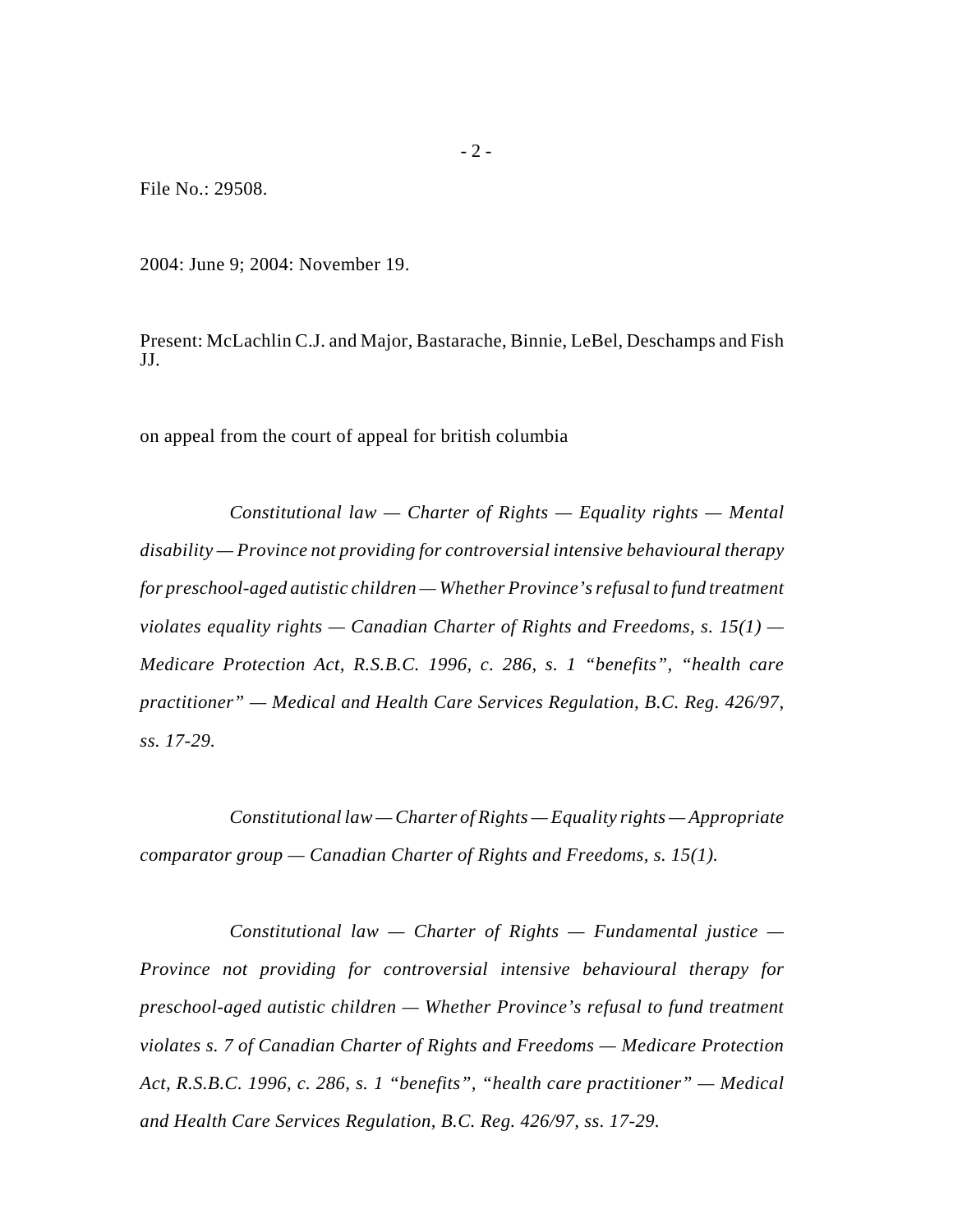File No.: 29508.

2004: June 9; 2004: November 19.

Present: McLachlin C.J. and Major, Bastarache, Binnie, LeBel, Deschamps and Fish JJ.

on appeal from the court of appeal for british columbia

*Constitutional law — Charter of Rights — Equality rights — Mental disability — Province not providing for controversial intensive behavioural therapy for preschool-aged autistic children — Whether Province's refusal to fund treatment violates equality rights — Canadian Charter of Rights and Freedoms, s. 15(1) — Medicare Protection Act, R.S.B.C. 1996, c. 286, s. 1 "benefits", "health care practitioner" — Medical and Health Care Services Regulation, B.C. Reg. 426/97, ss. 17-29.*

*Constitutional law — Charter of Rights — Equality rights — Appropriate comparator group — Canadian Charter of Rights and Freedoms, s. 15(1).*

*Constitutional law — Charter of Rights — Fundamental justice — Province not providing for controversial intensive behavioural therapy for preschool-aged autistic children — Whether Province's refusal to fund treatment violates s. 7 of Canadian Charter of Rights and Freedoms — Medicare Protection Act, R.S.B.C. 1996, c. 286, s. 1 "benefits", "health care practitioner" — Medical and Health Care Services Regulation, B.C. Reg. 426/97, ss. 17-29.*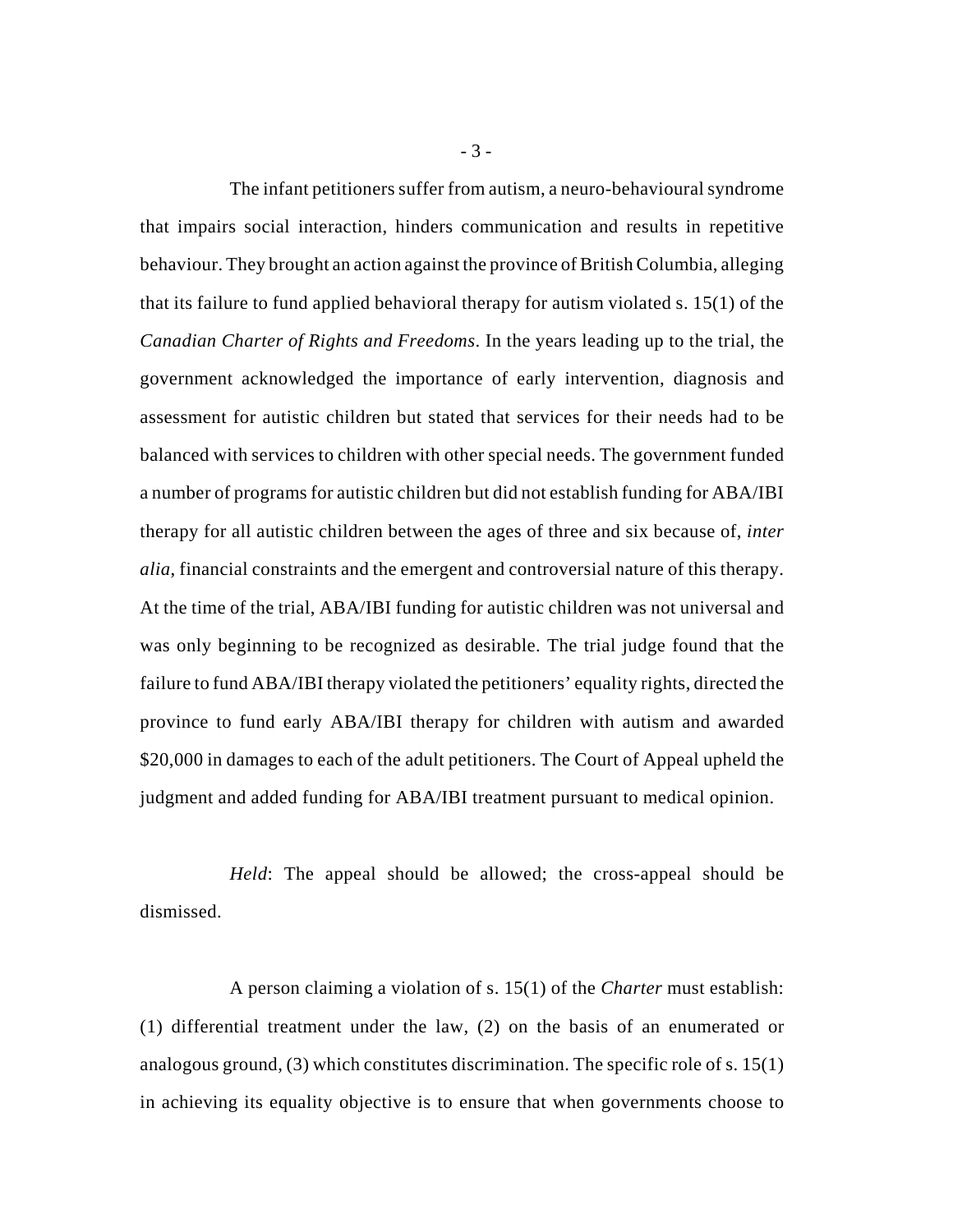The infant petitioners suffer from autism, a neuro-behavioural syndrome that impairs social interaction, hinders communication and results in repetitive behaviour. They brought an action against the province of British Columbia, alleging that its failure to fund applied behavioral therapy for autism violated s. 15(1) of the *Canadian Charter of Rights and Freedoms*. In the years leading up to the trial, the government acknowledged the importance of early intervention, diagnosis and assessment for autistic children but stated that services for their needs had to be balanced with services to children with other special needs. The government funded a number of programs for autistic children but did not establish funding for ABA/IBI therapy for all autistic children between the ages of three and six because of, *inter alia*, financial constraints and the emergent and controversial nature of this therapy. At the time of the trial, ABA/IBI funding for autistic children was not universal and was only beginning to be recognized as desirable. The trial judge found that the failure to fund ABA/IBI therapy violated the petitioners' equality rights, directed the province to fund early ABA/IBI therapy for children with autism and awarded $20,000 in damages to each of the adult petitioners. The Court of Appeal upheld the judgment and added funding for ABA/IBI treatment pursuant to medical opinion.

*Held*: The appeal should be allowed; the cross-appeal should be dismissed.

A person claiming a violation of s. 15(1) of the *Charter* must establish: (1) differential treatment under the law, (2) on the basis of an enumerated or analogous ground, (3) which constitutes discrimination. The specific role of s. 15(1) in achieving its equality objective is to ensure that when governments choose to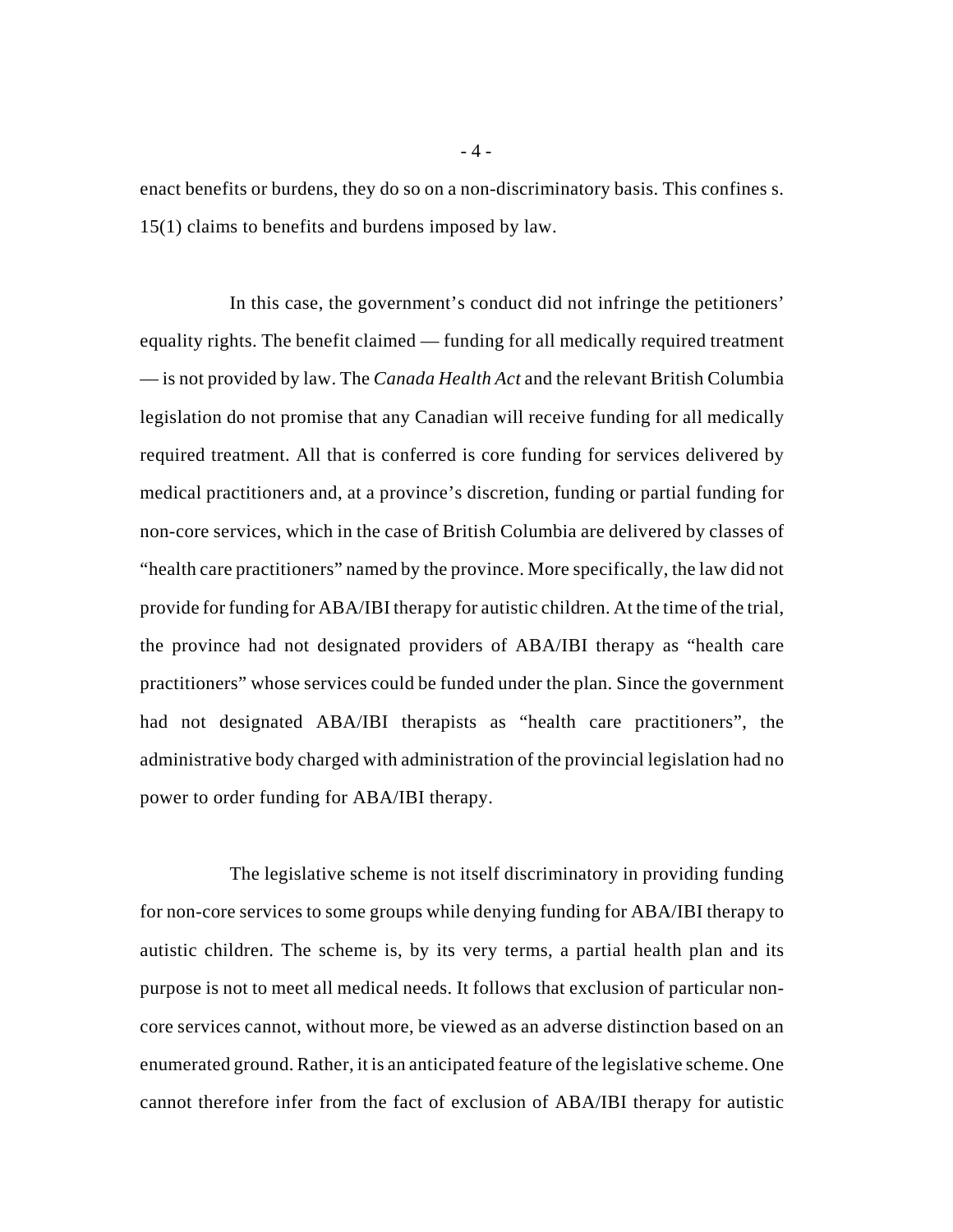enact benefits or burdens, they do so on a non-discriminatory basis. This confines s. 15(1) claims to benefits and burdens imposed by law.

In this case, the government's conduct did not infringe the petitioners' equality rights. The benefit claimed — funding for all medically required treatment — is not provided by law. The *Canada Health Act* and the relevant British Columbia legislation do not promise that any Canadian will receive funding for all medically required treatment. All that is conferred is core funding for services delivered by medical practitioners and, at a province's discretion, funding or partial funding for non-core services, which in the case of British Columbia are delivered by classes of "health care practitioners" named by the province. More specifically, the law did not provide for funding for ABA/IBI therapy for autistic children. At the time of the trial, the province had not designated providers of ABA/IBI therapy as "health care practitioners" whose services could be funded under the plan. Since the government had not designated ABA/IBI therapists as "health care practitioners", the administrative body charged with administration of the provincial legislation had no power to order funding for ABA/IBI therapy.

The legislative scheme is not itself discriminatory in providing funding for non-core services to some groups while denying funding for ABA/IBI therapy to autistic children. The scheme is, by its very terms, a partial health plan and its purpose is not to meet all medical needs. It follows that exclusion of particular non-core services cannot, without more, be viewed as an adverse distinction based on an enumerated ground. Rather, it is an anticipated feature of the legislative scheme. One cannot therefore infer from the fact of exclusion of ABA/IBI therapy for autistic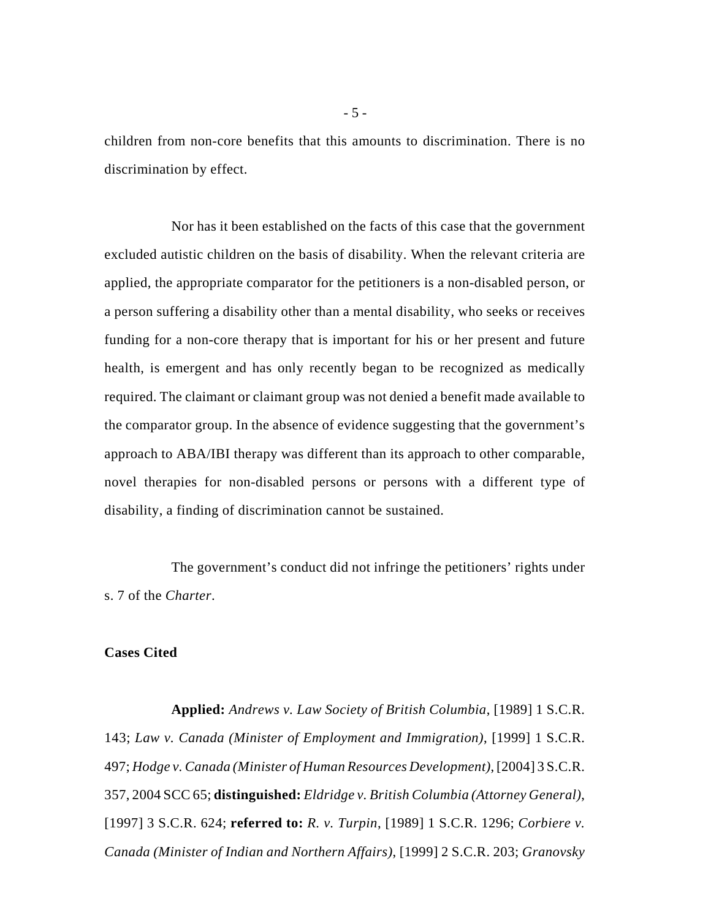children from non-core benefits that this amounts to discrimination. There is no discrimination by effect.

Nor has it been established on the facts of this case that the government excluded autistic children on the basis of disability. When the relevant criteria are applied, the appropriate comparator for the petitioners is a non-disabled person, or a person suffering a disability other than a mental disability, who seeks or receives funding for a non-core therapy that is important for his or her present and future health, is emergent and has only recently began to be recognized as medically required. The claimant or claimant group was not denied a benefit made available to the comparator group. In the absence of evidence suggesting that the government's approach to ABA/IBI therapy was different than its approach to other comparable, novel therapies for non-disabled persons or persons with a different type of disability, a finding of discrimination cannot be sustained.

The government's conduct did not infringe the petitioners' rights under s. 7 of the *Charter*.

**Cases Cited**

**Applied:** *Andrews v. Law Society of British Columbia*, [1989] 1 S.C.R. 143; *Law v. Canada (Minister of Employment and Immigration)*, [1999] 1 S.C.R. 497; *Hodge v. Canada (Minister of Human Resources Development)*, [2004] 3 S.C.R. 357, 2004 SCC 65; **distinguished:** *Eldridge v. British Columbia (Attorney General)*, [1997] 3 S.C.R. 624; **referred to:** *R. v. Turpin*, [1989] 1 S.C.R. 1296; *Corbiere v. Canada (Minister of Indian and Northern Affairs)*, [1999] 2 S.C.R. 203; *Granovsky*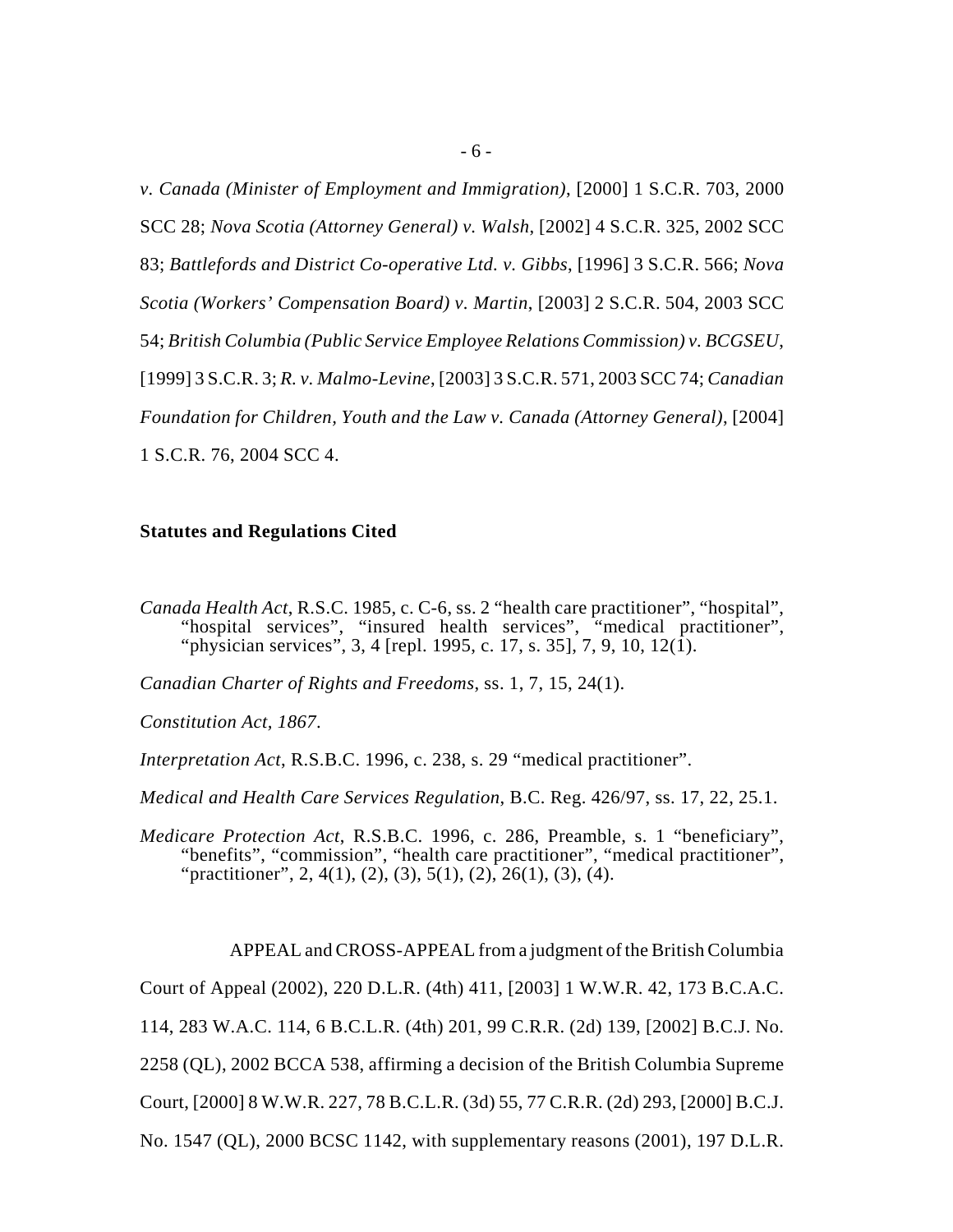*v. Canada (Minister of Employment and Immigration)*, [2000] 1 S.C.R. 703, 2000 SCC 28; *Nova Scotia (Attorney General) v. Walsh*, [2002] 4 S.C.R. 325, 2002 SCC 83; *Battlefords and District Co-operative Ltd. v. Gibbs*, [1996] 3 S.C.R. 566; *Nova Scotia (Workers' Compensation Board) v. Martin*, [2003] 2 S.C.R. 504, 2003 SCC 54; *British Columbia (Public Service Employee Relations Commission) v. BCGSEU*, [1999] 3 S.C.R. 3; *R. v. Malmo-Levine*, [2003] 3 S.C.R. 571, 2003 SCC 74; *Canadian Foundation for Children, Youth and the Law v. Canada (Attorney General)*, [2004] 1 S.C.R. 76, 2004 SCC 4.

**Statutes and Regulations Cited**

*Canada Health Act*, R.S.C. 1985, c. C-6, ss. 2 "health care practitioner", "hospital", "hospital services", "insured health services", "medical practitioner", "physician services", 3, 4 [repl. 1995, c. 17, s. 35], 7, 9, 10, 12(1).

*Canadian Charter of Rights and Freedoms*, ss. 1, 7, 15, 24(1).

*Constitution Act, 1867*.

*Interpretation Act*, R.S.B.C. 1996, c. 238, s. 29 "medical practitioner".

*Medical and Health Care Services Regulation*, B.C. Reg. 426/97, ss. 17, 22, 25.1.

*Medicare Protection Act*, R.S.B.C. 1996, c. 286, Preamble, s. 1 "beneficiary", "benefits", "commission", "health care practitioner", "medical practitioner", "practitioner", 2, 4(1), (2), (3), 5(1), (2), 26(1), (3), (4).

APPEAL and CROSS-APPEAL from a judgment of the British Columbia Court of Appeal (2002), 220 D.L.R. (4th) 411, [2003] 1 W.W.R. 42, 173 B.C.A.C. 114, 283 W.A.C. 114, 6 B.C.L.R. (4th) 201, 99 C.R.R. (2d) 139, [2002] B.C.J. No. 2258 (QL), 2002 BCCA 538, affirming a decision of the British Columbia Supreme Court, [2000] 8 W.W.R. 227, 78 B.C.L.R. (3d) 55, 77 C.R.R. (2d) 293, [2000] B.C.J. No. 1547 (QL), 2000 BCSC 1142, with supplementary reasons (2001), 197 D.L.R.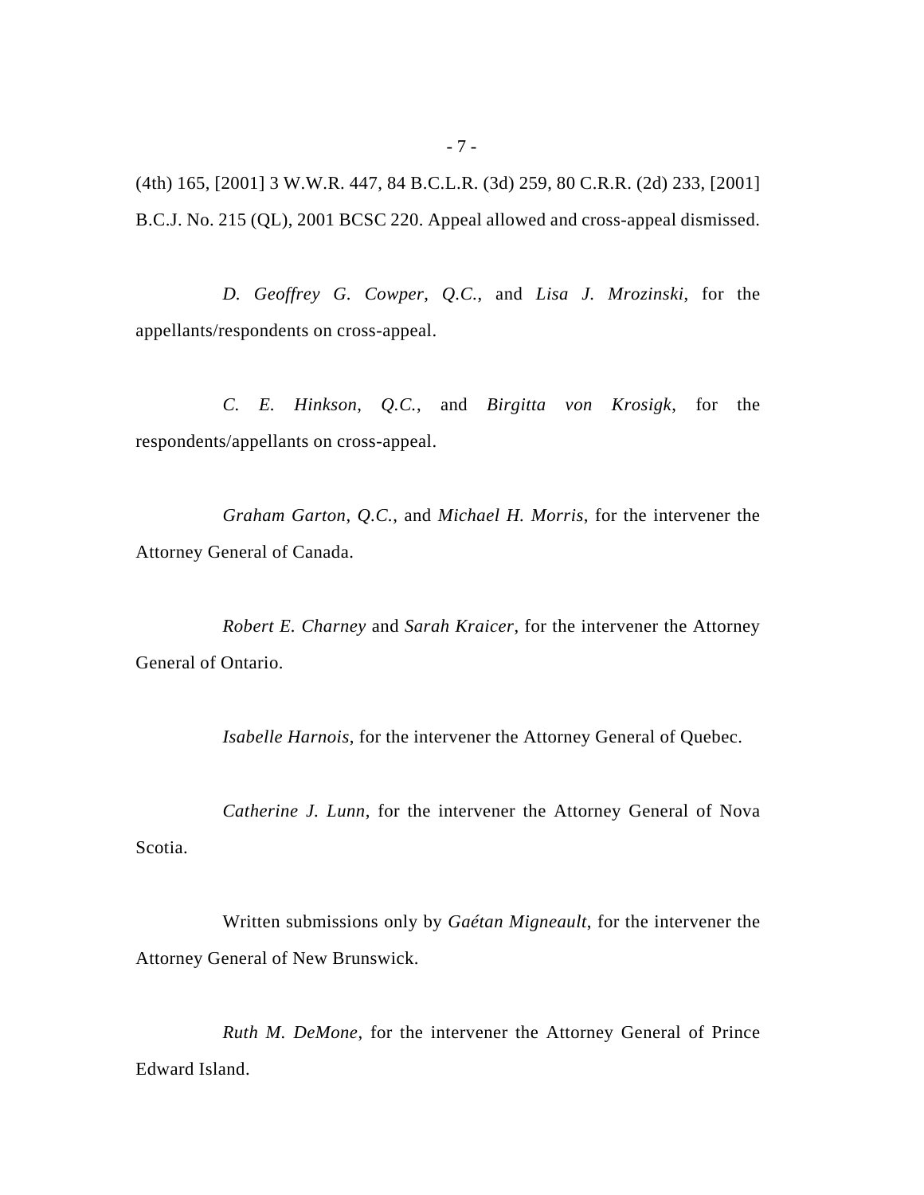(4th) 165, [2001] 3 W.W.R. 447, 84 B.C.L.R. (3d) 259, 80 C.R.R. (2d) 233, [2001] B.C.J. No. 215 (QL), 2001 BCSC 220. Appeal allowed and cross-appeal dismissed.

*D. Geoffrey G. Cowper*, *Q.C.*, and *Lisa J. Mrozinski*, for the appellants/respondents on cross-appeal.

*C. E. Hinkson*, *Q.C.*, and *Birgitta von Krosigk*, for the respondents/appellants on cross-appeal.

*Graham Garton*, *Q.C.*, and *Michael H. Morris*, for the intervener the Attorney General of Canada.

*Robert E. Charney* and *Sarah Kraicer*, for the intervener the Attorney General of Ontario.

*Isabelle Harnois*, for the intervener the Attorney General of Quebec.

*Catherine J. Lunn*, for the intervener the Attorney General of Nova Scotia.

Written submissions only by *Gaétan Migneault*, for the intervener the Attorney General of New Brunswick.

*Ruth M. DeMone*, for the intervener the Attorney General of Prince Edward Island.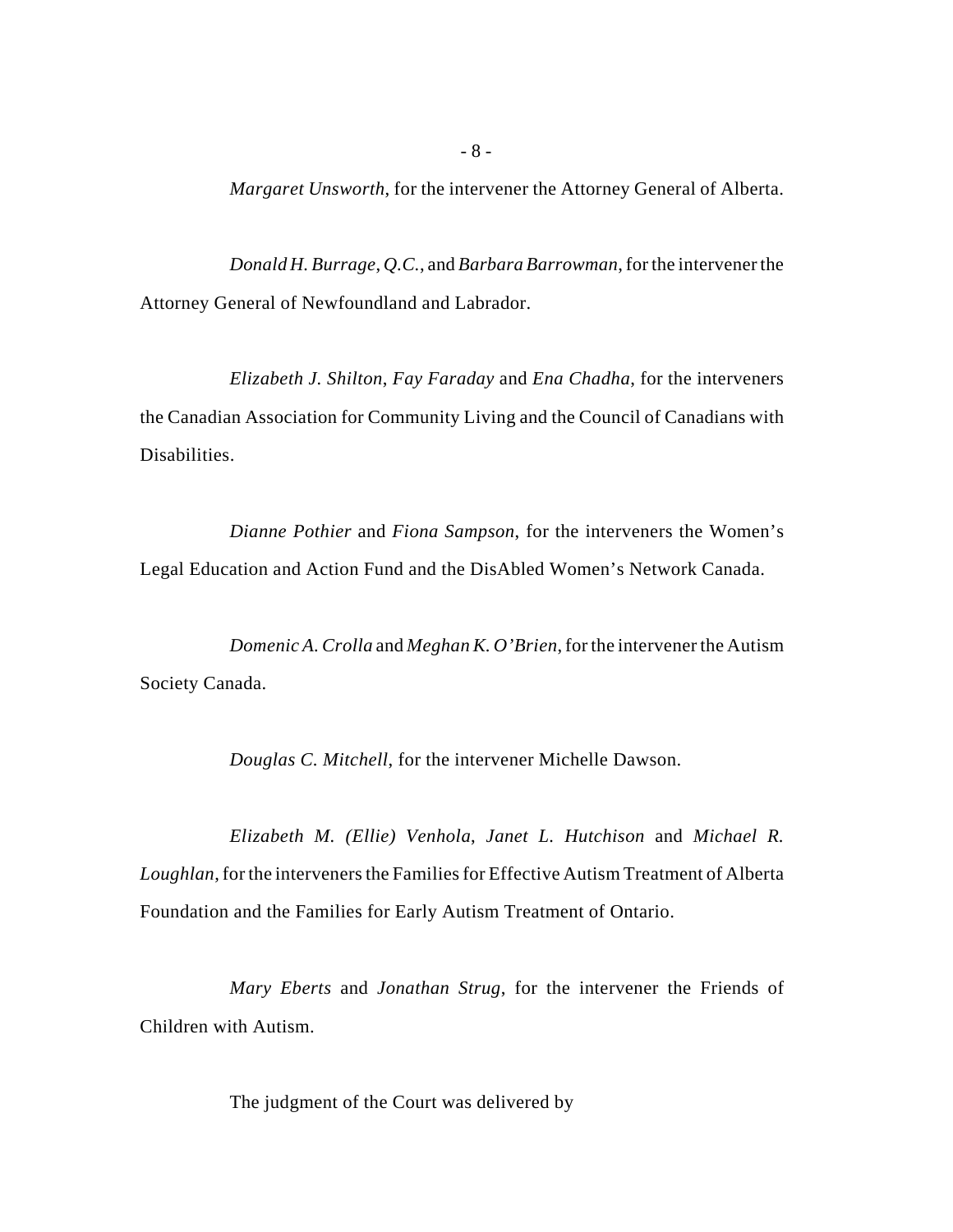*Margaret Unsworth*, for the intervener the Attorney General of Alberta.

*Donald H. Burrage, Q.C.*, and *Barbara Barrowman*, for the intervener the Attorney General of Newfoundland and Labrador.

*Elizabeth J. Shilton*, *Fay Faraday* and *Ena Chadha*, for the interveners the Canadian Association for Community Living and the Council of Canadians with Disabilities.

*Dianne Pothier* and *Fiona Sampson*, for the interveners the Women's Legal Education and Action Fund and the DisAbled Women's Network Canada.

*Domenic A. Crolla* and *Meghan K. O'Brien*, for the intervener the Autism Society Canada.

*Douglas C. Mitchell*, for the intervener Michelle Dawson.

*Elizabeth M. (Ellie) Venhola*, *Janet L. Hutchison* and *Michael R. Loughlan*, for the interveners the Families for Effective Autism Treatment of Alberta Foundation and the Families for Early Autism Treatment of Ontario.

*Mary Eberts* and *Jonathan Strug*, for the intervener the Friends of Children with Autism.

The judgment of the Court was delivered by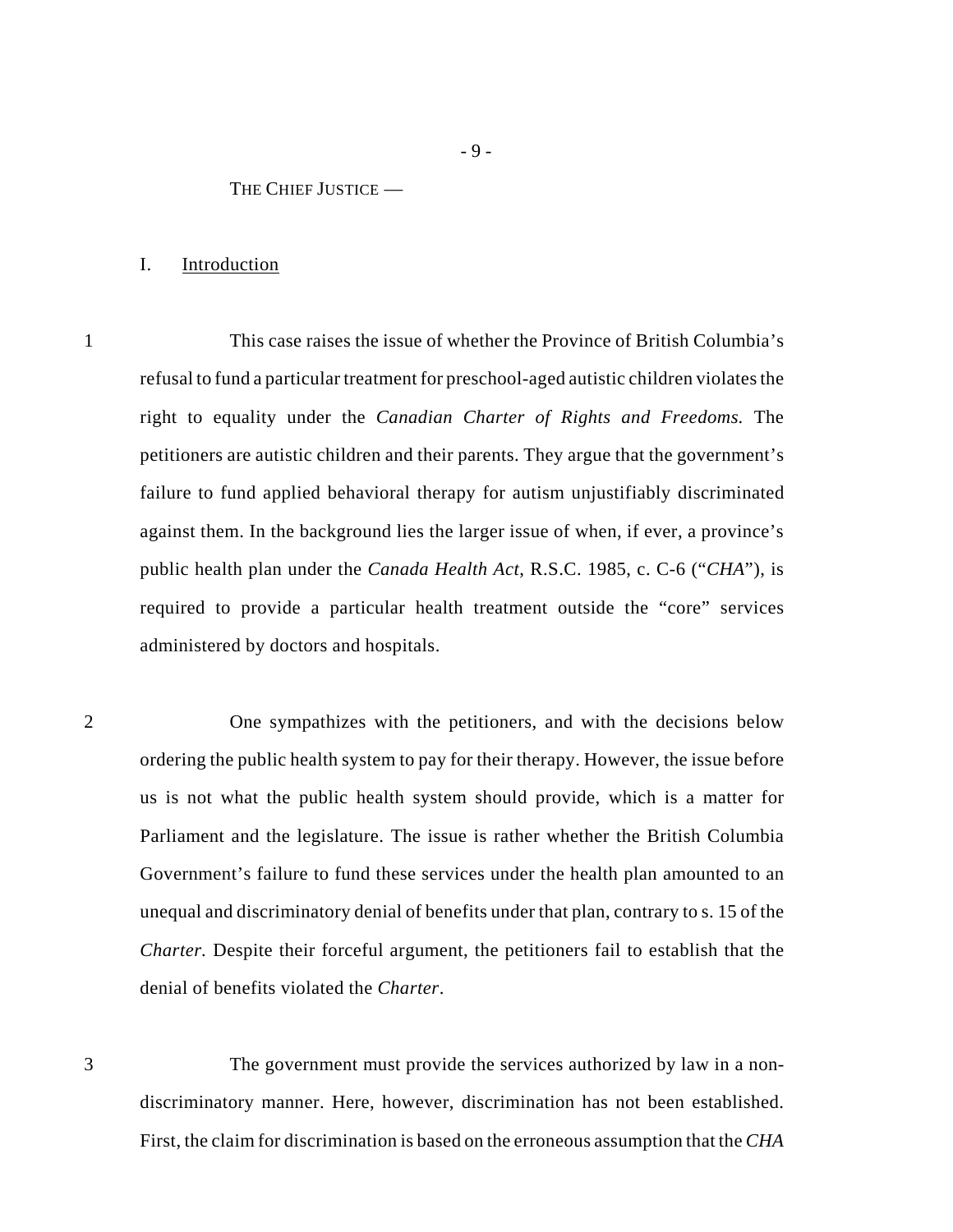THE CHIEF JUSTICE —

## I. Introduction

1 This case raises the issue of whether the Province of British Columbia's refusal to fund a particular treatment for preschool-aged autistic children violates the right to equality under the *Canadian Charter of Rights and Freedoms.* The petitioners are autistic children and their parents. They argue that the government's failure to fund applied behavioral therapy for autism unjustifiably discriminated against them. In the background lies the larger issue of when, if ever, a province's public health plan under the *Canada Health Act*, R.S.C. 1985, c. C-6 ("*CHA*"), is required to provide a particular health treatment outside the "core" services administered by doctors and hospitals.

2 One sympathizes with the petitioners, and with the decisions below ordering the public health system to pay for their therapy. However, the issue before us is not what the public health system should provide, which is a matter for Parliament and the legislature. The issue is rather whether the British Columbia Government's failure to fund these services under the health plan amounted to an unequal and discriminatory denial of benefits under that plan, contrary to s. 15 of the *Charter.* Despite their forceful argument, the petitioners fail to establish that the denial of benefits violated the *Charter*.

3 The government must provide the services authorized by law in a non-discriminatory manner. Here, however, discrimination has not been established. First, the claim for discrimination is based on the erroneous assumption that the *CHA*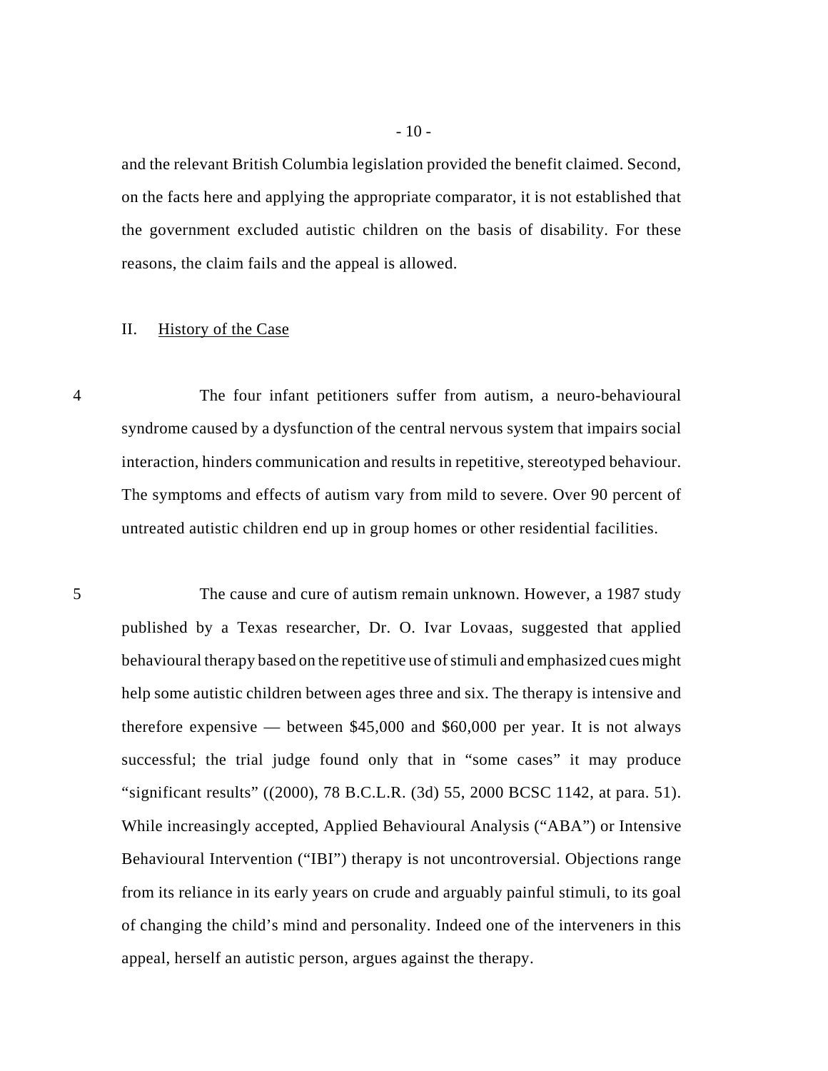and the relevant British Columbia legislation provided the benefit claimed. Second, on the facts here and applying the appropriate comparator, it is not established that the government excluded autistic children on the basis of disability. For these reasons, the claim fails and the appeal is allowed.

## II. History of the Case

4 The four infant petitioners suffer from autism, a neuro-behavioural syndrome caused by a dysfunction of the central nervous system that impairs social interaction, hinders communication and results in repetitive, stereotyped behaviour. The symptoms and effects of autism vary from mild to severe. Over 90 percent of untreated autistic children end up in group homes or other residential facilities.

5 The cause and cure of autism remain unknown. However, a 1987 study published by a Texas researcher, Dr. O. Ivar Lovaas, suggested that applied behavioural therapy based on the repetitive use of stimuli and emphasized cues might help some autistic children between ages three and six. The therapy is intensive and therefore expensive — between $45,000 and $60,000 per year. It is not always successful; the trial judge found only that in "some cases" it may produce "significant results" ((2000), 78 B.C.L.R. (3d) 55, 2000 BCSC 1142, at para. 51). While increasingly accepted, Applied Behavioural Analysis ("ABA") or Intensive Behavioural Intervention ("IBI") therapy is not uncontroversial. Objections range from its reliance in its early years on crude and arguably painful stimuli, to its goal of changing the child's mind and personality. Indeed one of the interveners in this appeal, herself an autistic person, argues against the therapy.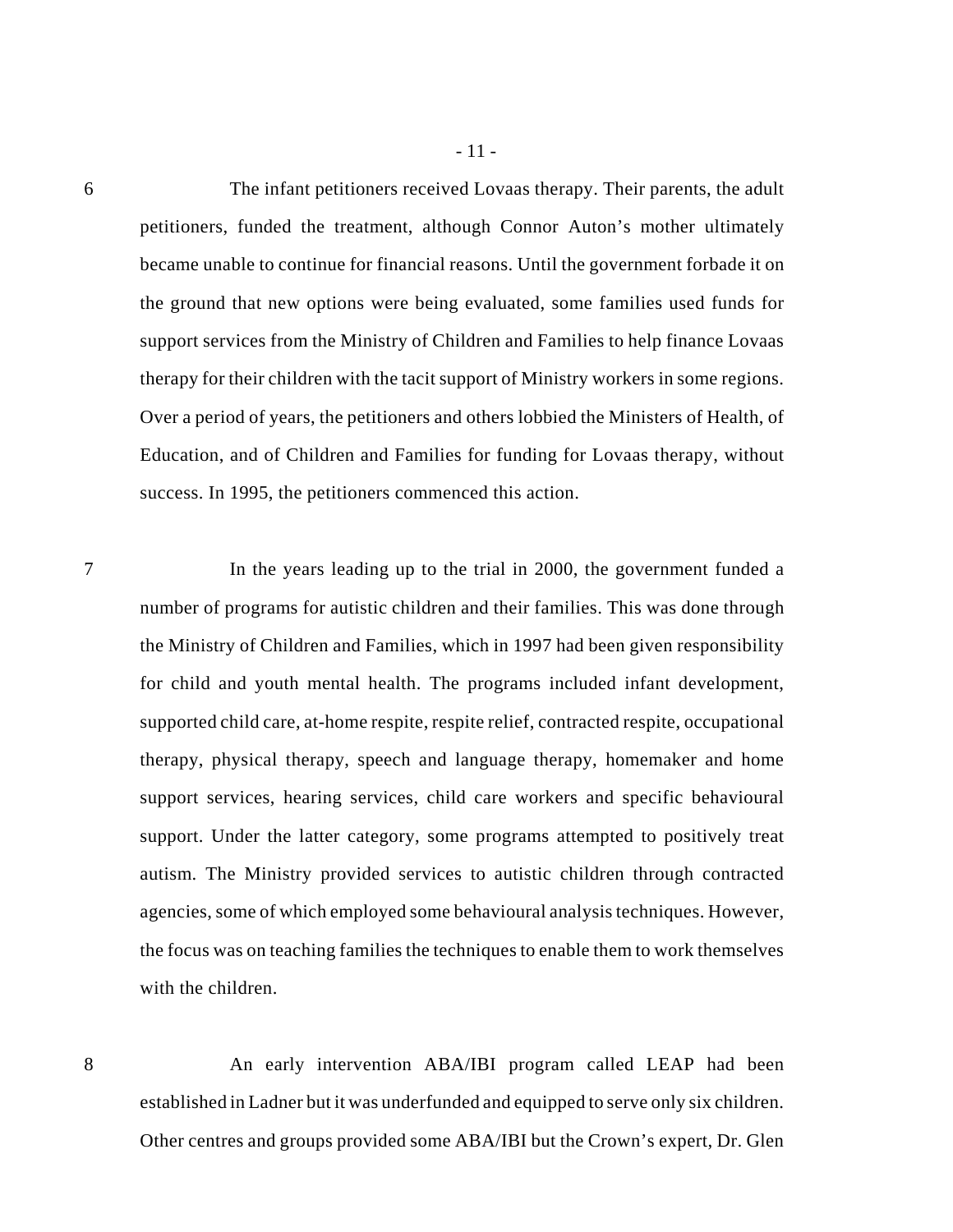6 The infant petitioners received Lovaas therapy. Their parents, the adult petitioners, funded the treatment, although Connor Auton's mother ultimately became unable to continue for financial reasons. Until the government forbade it on the ground that new options were being evaluated, some families used funds for support services from the Ministry of Children and Families to help finance Lovaas therapy for their children with the tacit support of Ministry workers in some regions. Over a period of years, the petitioners and others lobbied the Ministers of Health, of Education, and of Children and Families for funding for Lovaas therapy, without success. In 1995, the petitioners commenced this action.

7 In the years leading up to the trial in 2000, the government funded a number of programs for autistic children and their families. This was done through the Ministry of Children and Families, which in 1997 had been given responsibility for child and youth mental health. The programs included infant development, supported child care, at-home respite, respite relief, contracted respite, occupational therapy, physical therapy, speech and language therapy, homemaker and home support services, hearing services, child care workers and specific behavioural support. Under the latter category, some programs attempted to positively treat autism. The Ministry provided services to autistic children through contracted agencies, some of which employed some behavioural analysis techniques. However, the focus was on teaching families the techniques to enable them to work themselves with the children.

8 An early intervention ABA/IBI program called LEAP had been established in Ladner but it was underfunded and equipped to serve only six children. Other centres and groups provided some ABA/IBI but the Crown's expert, Dr. Glen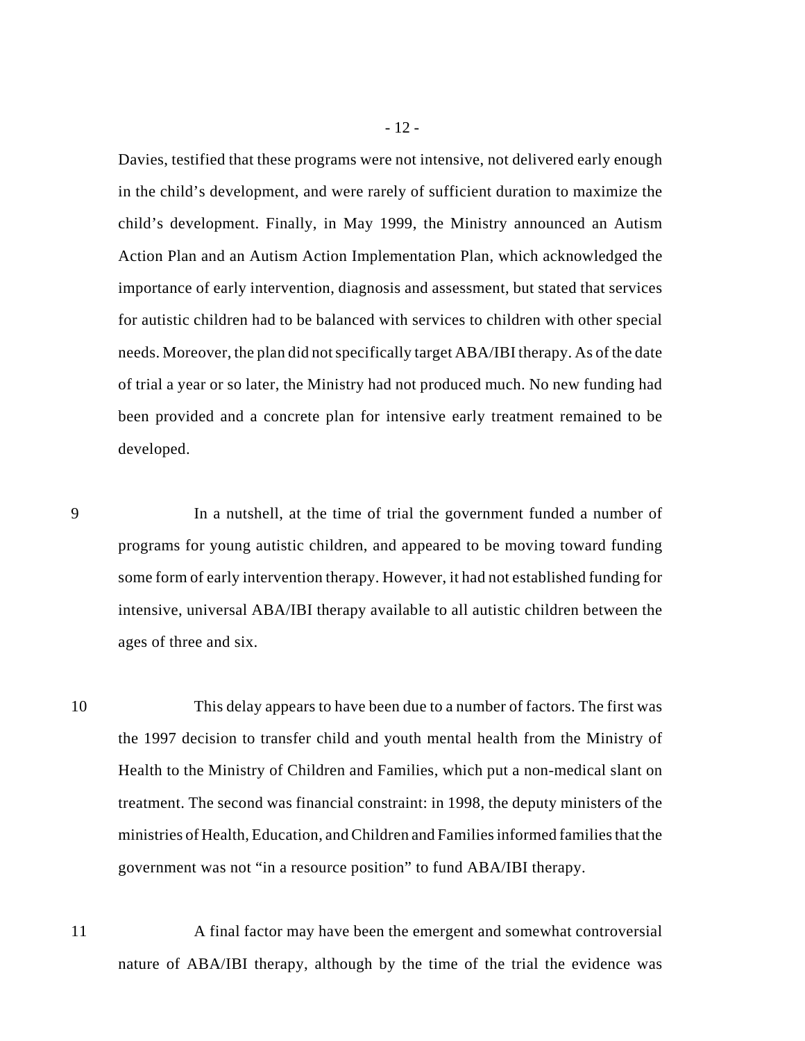Davies, testified that these programs were not intensive, not delivered early enough in the child's development, and were rarely of sufficient duration to maximize the child's development. Finally, in May 1999, the Ministry announced an Autism Action Plan and an Autism Action Implementation Plan, which acknowledged the importance of early intervention, diagnosis and assessment, but stated that services for autistic children had to be balanced with services to children with other special needs. Moreover, the plan did not specifically target ABA/IBI therapy. As of the date of trial a year or so later, the Ministry had not produced much. No new funding had been provided and a concrete plan for intensive early treatment remained to be developed.

9 In a nutshell, at the time of trial the government funded a number of programs for young autistic children, and appeared to be moving toward funding some form of early intervention therapy. However, it had not established funding for intensive, universal ABA/IBI therapy available to all autistic children between the ages of three and six.

10 This delay appears to have been due to a number of factors. The first was the 1997 decision to transfer child and youth mental health from the Ministry of Health to the Ministry of Children and Families, which put a non-medical slant on treatment. The second was financial constraint: in 1998, the deputy ministers of the ministries of Health, Education, and Children and Families informed families that the government was not "in a resource position" to fund ABA/IBI therapy.

11 A final factor may have been the emergent and somewhat controversial nature of ABA/IBI therapy, although by the time of the trial the evidence was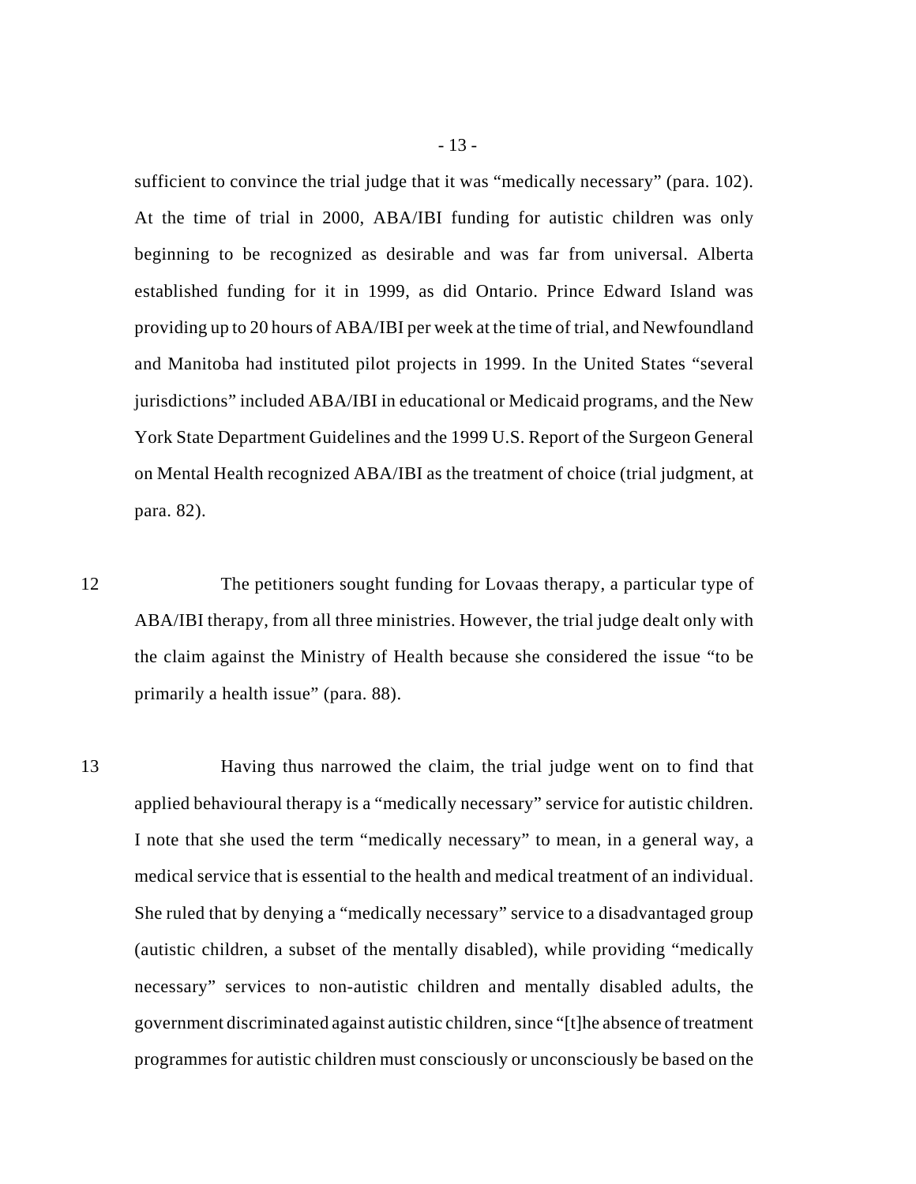sufficient to convince the trial judge that it was "medically necessary" (para. 102). At the time of trial in 2000, ABA/IBI funding for autistic children was only beginning to be recognized as desirable and was far from universal. Alberta established funding for it in 1999, as did Ontario. Prince Edward Island was providing up to 20 hours of ABA/IBI per week at the time of trial, and Newfoundland and Manitoba had instituted pilot projects in 1999. In the United States "several jurisdictions" included ABA/IBI in educational or Medicaid programs, and the New York State Department Guidelines and the 1999 U.S. Report of the Surgeon General on Mental Health recognized ABA/IBI as the treatment of choice (trial judgment, at para. 82).

12 The petitioners sought funding for Lovaas therapy, a particular type of ABA/IBI therapy, from all three ministries. However, the trial judge dealt only with the claim against the Ministry of Health because she considered the issue "to be primarily a health issue" (para. 88).

13 Having thus narrowed the claim, the trial judge went on to find that applied behavioural therapy is a "medically necessary" service for autistic children. I note that she used the term "medically necessary" to mean, in a general way, a medical service that is essential to the health and medical treatment of an individual. She ruled that by denying a "medically necessary" service to a disadvantaged group (autistic children, a subset of the mentally disabled), while providing "medically necessary" services to non-autistic children and mentally disabled adults, the government discriminated against autistic children, since "[t]he absence of treatment programmes for autistic children must consciously or unconsciously be based on the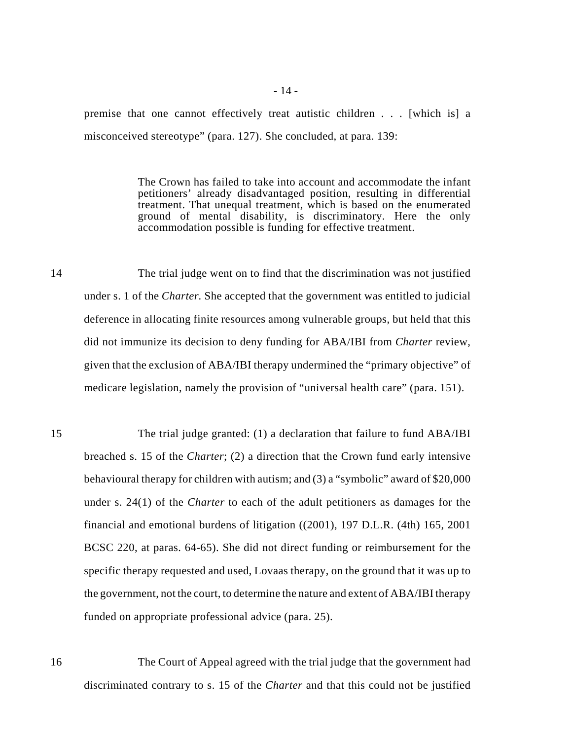premise that one cannot effectively treat autistic children . . . [which is] a misconceived stereotype" (para. 127). She concluded, at para. 139:

> The Crown has failed to take into account and accommodate the infant petitioners' already disadvantaged position, resulting in differential treatment. That unequal treatment, which is based on the enumerated ground of mental disability, is discriminatory. Here the only accommodation possible is funding for effective treatment.

14 The trial judge went on to find that the discrimination was not justified under s. 1 of the *Charter.* She accepted that the government was entitled to judicial deference in allocating finite resources among vulnerable groups, but held that this did not immunize its decision to deny funding for ABA/IBI from *Charter* review, given that the exclusion of ABA/IBI therapy undermined the "primary objective" of medicare legislation, namely the provision of "universal health care" (para. 151).

15 The trial judge granted: (1) a declaration that failure to fund ABA/IBI breached s. 15 of the *Charter*; (2) a direction that the Crown fund early intensive behavioural therapy for children with autism; and (3) a "symbolic" award of $20,000 under s. 24(1) of the *Charter* to each of the adult petitioners as damages for the financial and emotional burdens of litigation ((2001), 197 D.L.R. (4th) 165, 2001 BCSC 220, at paras. 64-65). She did not direct funding or reimbursement for the specific therapy requested and used, Lovaas therapy, on the ground that it was up to the government, not the court, to determine the nature and extent of ABA/IBI therapy funded on appropriate professional advice (para. 25).

16 The Court of Appeal agreed with the trial judge that the government had discriminated contrary to s. 15 of the *Charter* and that this could not be justified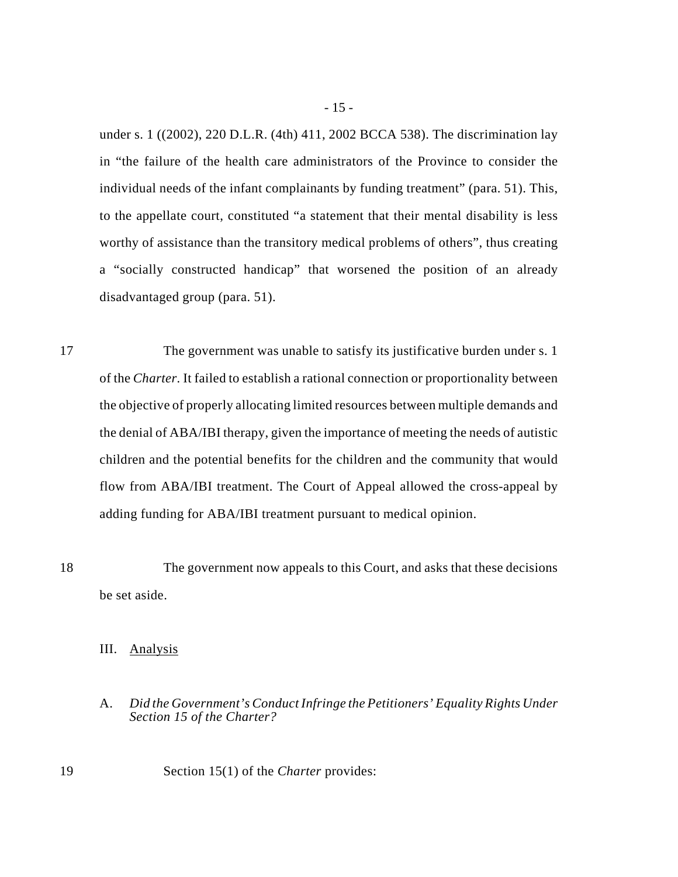under s. 1 ((2002), 220 D.L.R. (4th) 411, 2002 BCCA 538). The discrimination lay in "the failure of the health care administrators of the Province to consider the individual needs of the infant complainants by funding treatment" (para. 51). This, to the appellate court, constituted "a statement that their mental disability is less worthy of assistance than the transitory medical problems of others", thus creating a "socially constructed handicap" that worsened the position of an already disadvantaged group (para. 51).

17 The government was unable to satisfy its justificative burden under s. 1 of the *Charter*. It failed to establish a rational connection or proportionality between the objective of properly allocating limited resources between multiple demands and the denial of ABA/IBI therapy, given the importance of meeting the needs of autistic children and the potential benefits for the children and the community that would flow from ABA/IBI treatment. The Court of Appeal allowed the cross-appeal by adding funding for ABA/IBI treatment pursuant to medical opinion.

18 The government now appeals to this Court, and asks that these decisions be set aside.

## III. Analysis

### A. *Did the Government's Conduct Infringe the Petitioners' Equality Rights Under Section 15 of the Charter?*

19 Section 15(1) of the *Charter* provides: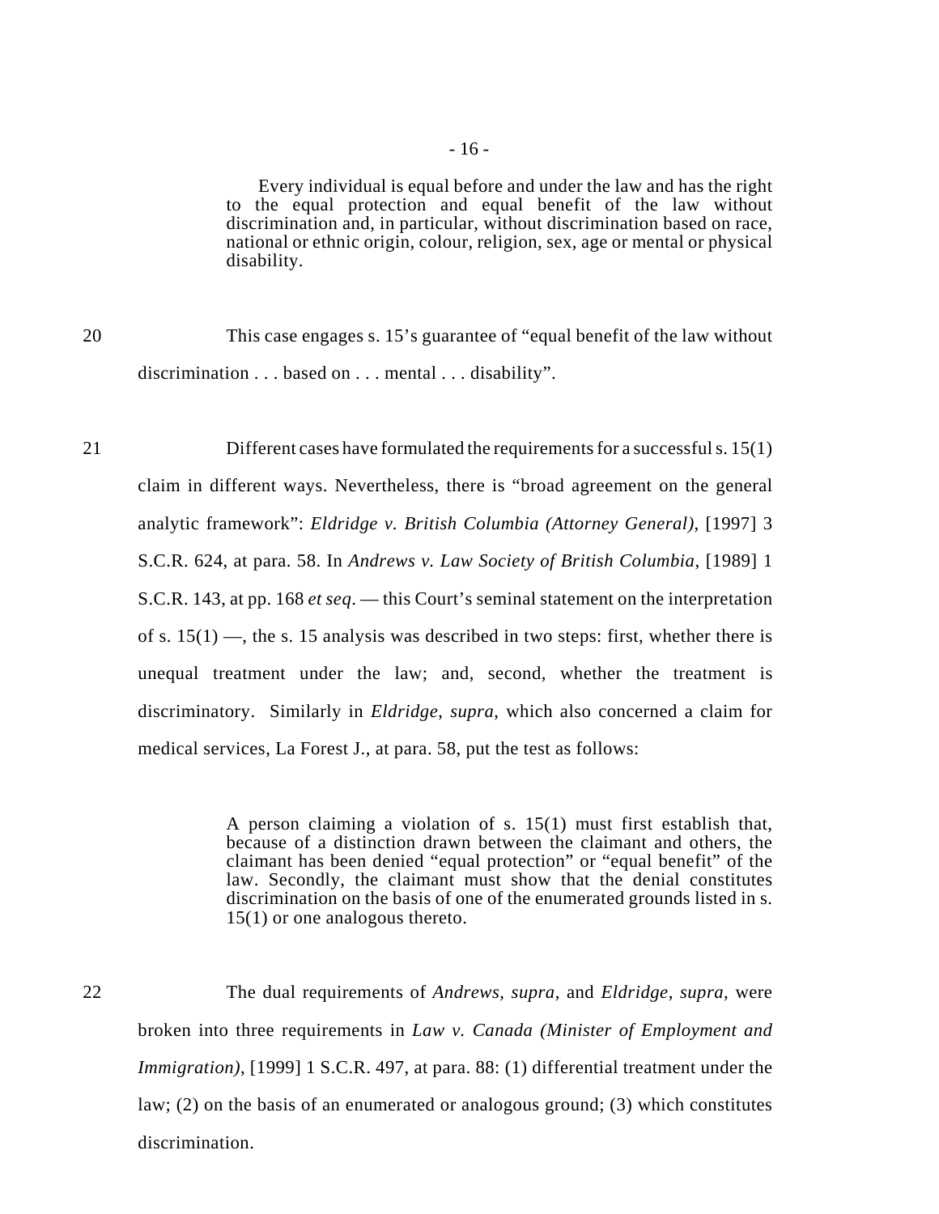> Every individual is equal before and under the law and has the right to the equal protection and equal benefit of the law without discrimination and, in particular, without discrimination based on race, national or ethnic origin, colour, religion, sex, age or mental or physical disability.

20 This case engages s. 15's guarantee of "equal benefit of the law without discrimination . . . based on . . . mental . . . disability".

21 Different cases have formulated the requirements for a successful s. 15(1) claim in different ways. Nevertheless, there is "broad agreement on the general analytic framework": *Eldridge v. British Columbia (Attorney General)*, [1997] 3 S.C.R. 624, at para. 58. In *Andrews v. Law Society of British Columbia*, [1989] 1 S.C.R. 143, at pp. 168 *et seq*. — this Court's seminal statement on the interpretation of s. 15(1) —, the s. 15 analysis was described in two steps: first, whether there is unequal treatment under the law; and, second, whether the treatment is discriminatory. Similarly in *Eldridge*, *supra*, which also concerned a claim for medical services, La Forest J., at para. 58, put the test as follows:

> A person claiming a violation of s. 15(1) must first establish that, because of a distinction drawn between the claimant and others, the claimant has been denied "equal protection" or "equal benefit" of the law. Secondly, the claimant must show that the denial constitutes discrimination on the basis of one of the enumerated grounds listed in s. 15(1) or one analogous thereto.

22 The dual requirements of *Andrews*, *supra*, and *Eldridge*, *supra*, were broken into three requirements in *Law v. Canada (Minister of Employment and Immigration)*, [1999] 1 S.C.R. 497, at para. 88: (1) differential treatment under the law; (2) on the basis of an enumerated or analogous ground; (3) which constitutes discrimination.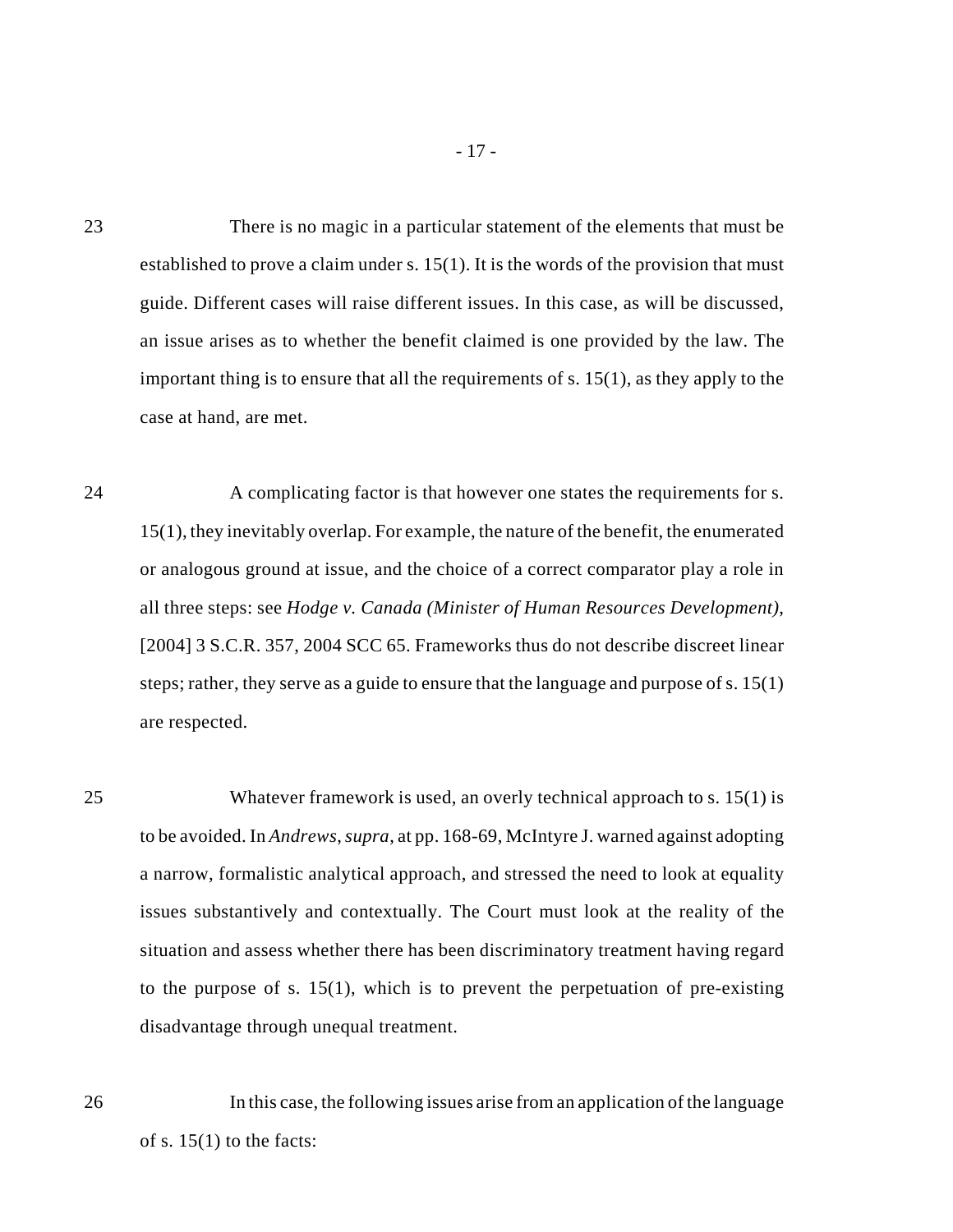23 There is no magic in a particular statement of the elements that must be established to prove a claim under s. 15(1). It is the words of the provision that must guide. Different cases will raise different issues. In this case, as will be discussed, an issue arises as to whether the benefit claimed is one provided by the law. The important thing is to ensure that all the requirements of s. 15(1), as they apply to the case at hand, are met.

24 A complicating factor is that however one states the requirements for s. 15(1), they inevitably overlap. For example, the nature of the benefit, the enumerated or analogous ground at issue, and the choice of a correct comparator play a role in all three steps: see *Hodge v. Canada (Minister of Human Resources Development)*, [2004] 3 S.C.R. 357, 2004 SCC 65. Frameworks thus do not describe discreet linear steps; rather, they serve as a guide to ensure that the language and purpose of s. 15(1) are respected.

25 Whatever framework is used, an overly technical approach to s. 15(1) is to be avoided. In *Andrews*, *supra*, at pp. 168-69, McIntyre J. warned against adopting a narrow, formalistic analytical approach, and stressed the need to look at equality issues substantively and contextually. The Court must look at the reality of the situation and assess whether there has been discriminatory treatment having regard to the purpose of s. 15(1), which is to prevent the perpetuation of pre-existing disadvantage through unequal treatment.

26 In this case, the following issues arise from an application of the language of s. 15(1) to the facts: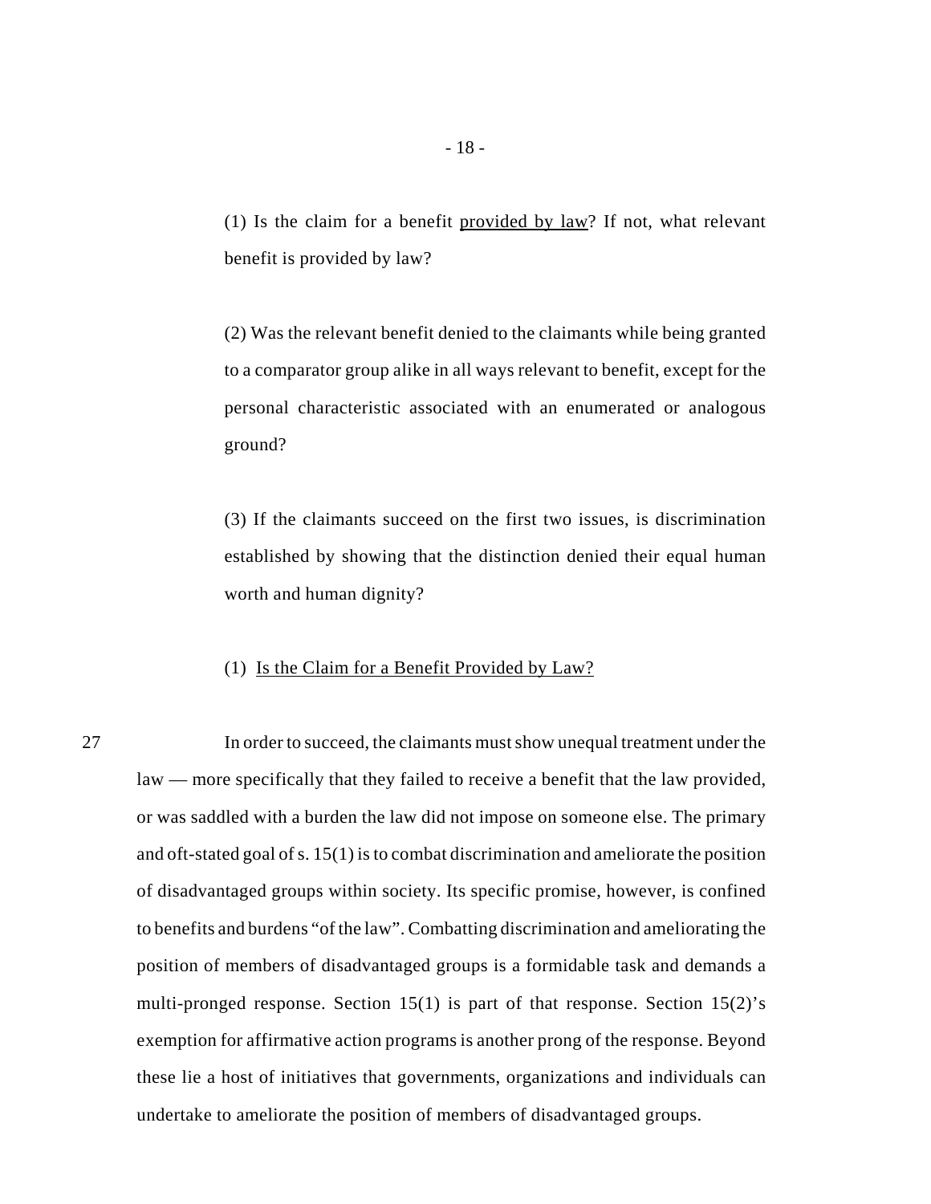(1) Is the claim for a benefit <u>provided by law</u>? If not, what relevant benefit is provided by law?

(2) Was the relevant benefit denied to the claimants while being granted to a comparator group alike in all ways relevant to benefit, except for the personal characteristic associated with an enumerated or analogous ground?

(3) If the claimants succeed on the first two issues, is discrimination established by showing that the distinction denied their equal human worth and human dignity?

### (1) <u>Is the Claim for a Benefit Provided by Law?</u>

27 In order to succeed, the claimants must show unequal treatment under the law — more specifically that they failed to receive a benefit that the law provided, or was saddled with a burden the law did not impose on someone else. The primary and oft-stated goal of s. 15(1) is to combat discrimination and ameliorate the position of disadvantaged groups within society. Its specific promise, however, is confined to benefits and burdens "of the law". Combatting discrimination and ameliorating the position of members of disadvantaged groups is a formidable task and demands a multi-pronged response. Section 15(1) is part of that response. Section 15(2)'s exemption for affirmative action programs is another prong of the response. Beyond these lie a host of initiatives that governments, organizations and individuals can undertake to ameliorate the position of members of disadvantaged groups.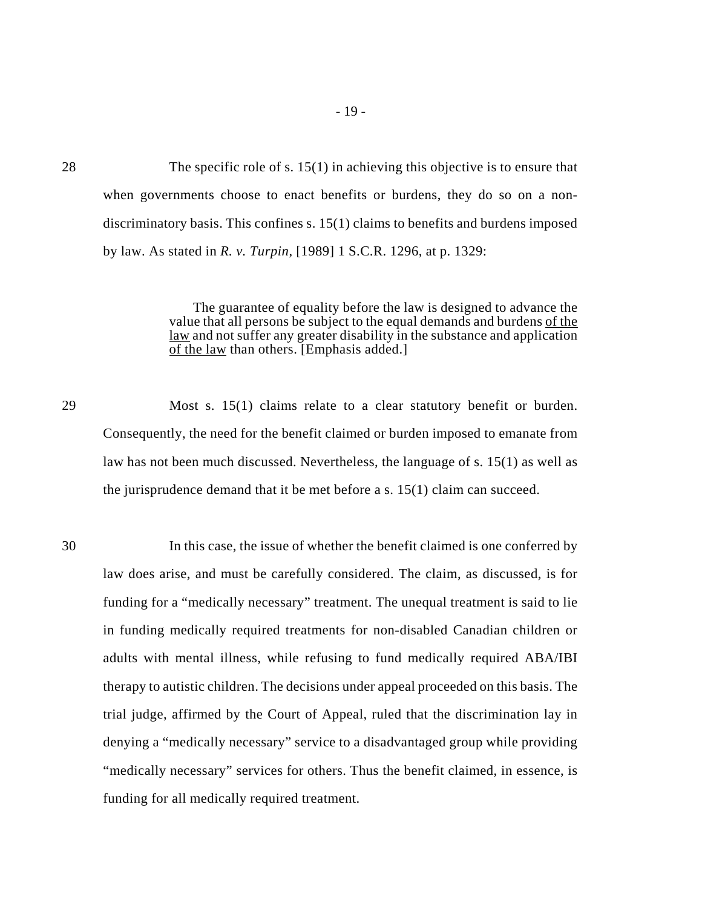28 The specific role of s. 15(1) in achieving this objective is to ensure that when governments choose to enact benefits or burdens, they do so on a non-discriminatory basis. This confines s. 15(1) claims to benefits and burdens imposed by law. As stated in *R. v. Turpin*, [1989] 1 S.C.R. 1296, at p. 1329:

> The guarantee of equality before the law is designed to advance the value that all persons be subject to the equal demands and burdens <u>of the law</u> and not suffer any greater disability in the substance and application <u>of the law</u> than others. [Emphasis added.]

29 Most s. 15(1) claims relate to a clear statutory benefit or burden. Consequently, the need for the benefit claimed or burden imposed to emanate from law has not been much discussed. Nevertheless, the language of s. 15(1) as well as the jurisprudence demand that it be met before a s. 15(1) claim can succeed.

30 In this case, the issue of whether the benefit claimed is one conferred by law does arise, and must be carefully considered. The claim, as discussed, is for funding for a "medically necessary" treatment. The unequal treatment is said to lie in funding medically required treatments for non-disabled Canadian children or adults with mental illness, while refusing to fund medically required ABA/IBI therapy to autistic children. The decisions under appeal proceeded on this basis. The trial judge, affirmed by the Court of Appeal, ruled that the discrimination lay in denying a "medically necessary" service to a disadvantaged group while providing "medically necessary" services for others. Thus the benefit claimed, in essence, is funding for all medically required treatment.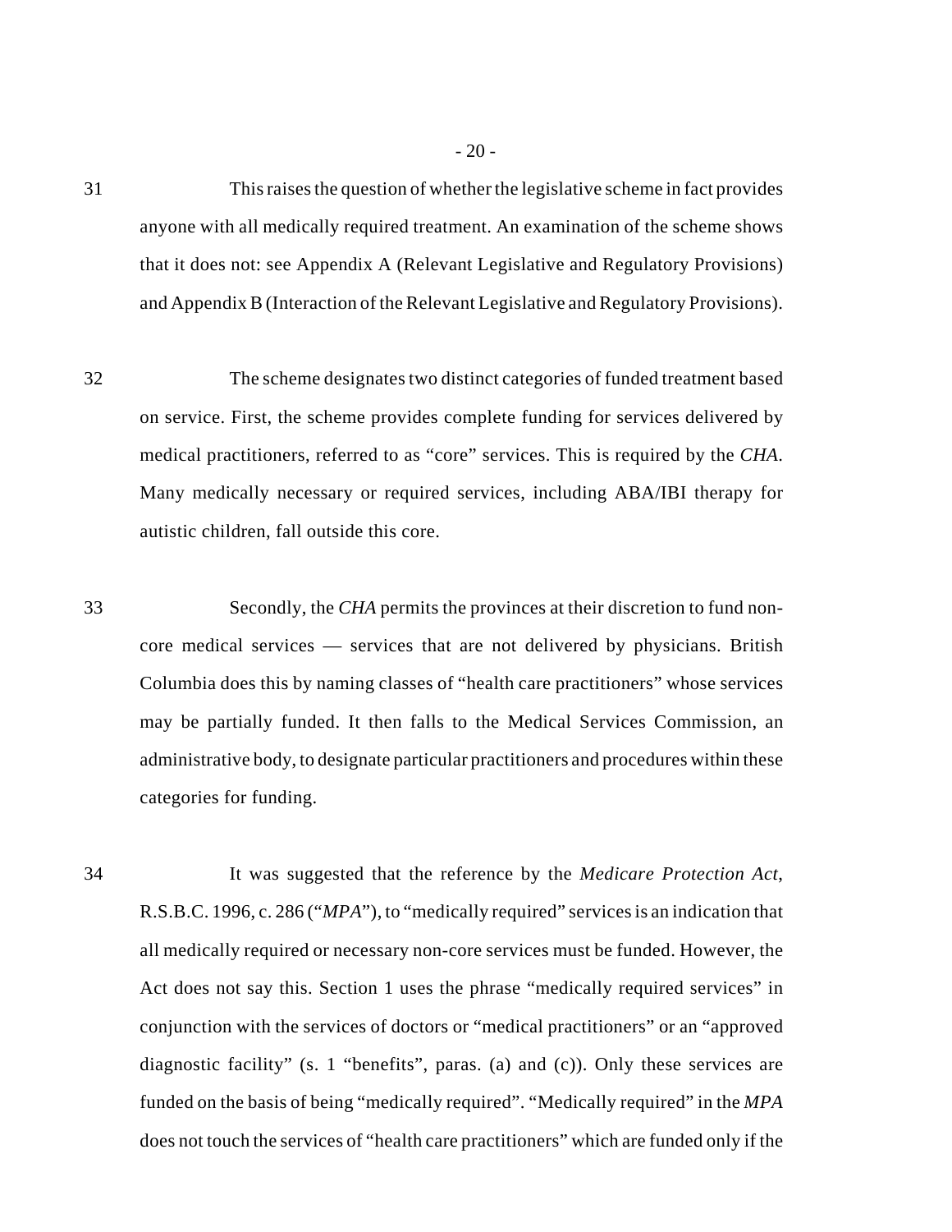31 This raises the question of whether the legislative scheme in fact provides anyone with all medically required treatment. An examination of the scheme shows that it does not: see Appendix A (Relevant Legislative and Regulatory Provisions) and Appendix B (Interaction of the Relevant Legislative and Regulatory Provisions).

32 The scheme designates two distinct categories of funded treatment based on service. First, the scheme provides complete funding for services delivered by medical practitioners, referred to as "core" services. This is required by the *CHA*. Many medically necessary or required services, including ABA/IBI therapy for autistic children, fall outside this core.

33 Secondly, the *CHA* permits the provinces at their discretion to fund non-core medical services — services that are not delivered by physicians. British Columbia does this by naming classes of "health care practitioners" whose services may be partially funded. It then falls to the Medical Services Commission, an administrative body, to designate particular practitioners and procedures within these categories for funding.

34 It was suggested that the reference by the *Medicare Protection Act*, R.S.B.C. 1996, c. 286 ("*MPA*"), to "medically required" services is an indication that all medically required or necessary non-core services must be funded. However, the Act does not say this. Section 1 uses the phrase "medically required services" in conjunction with the services of doctors or "medical practitioners" or an "approved diagnostic facility" (s. 1 "benefits", paras. (a) and (c)). Only these services are funded on the basis of being "medically required". "Medically required" in the *MPA* does not touch the services of "health care practitioners" which are funded only if the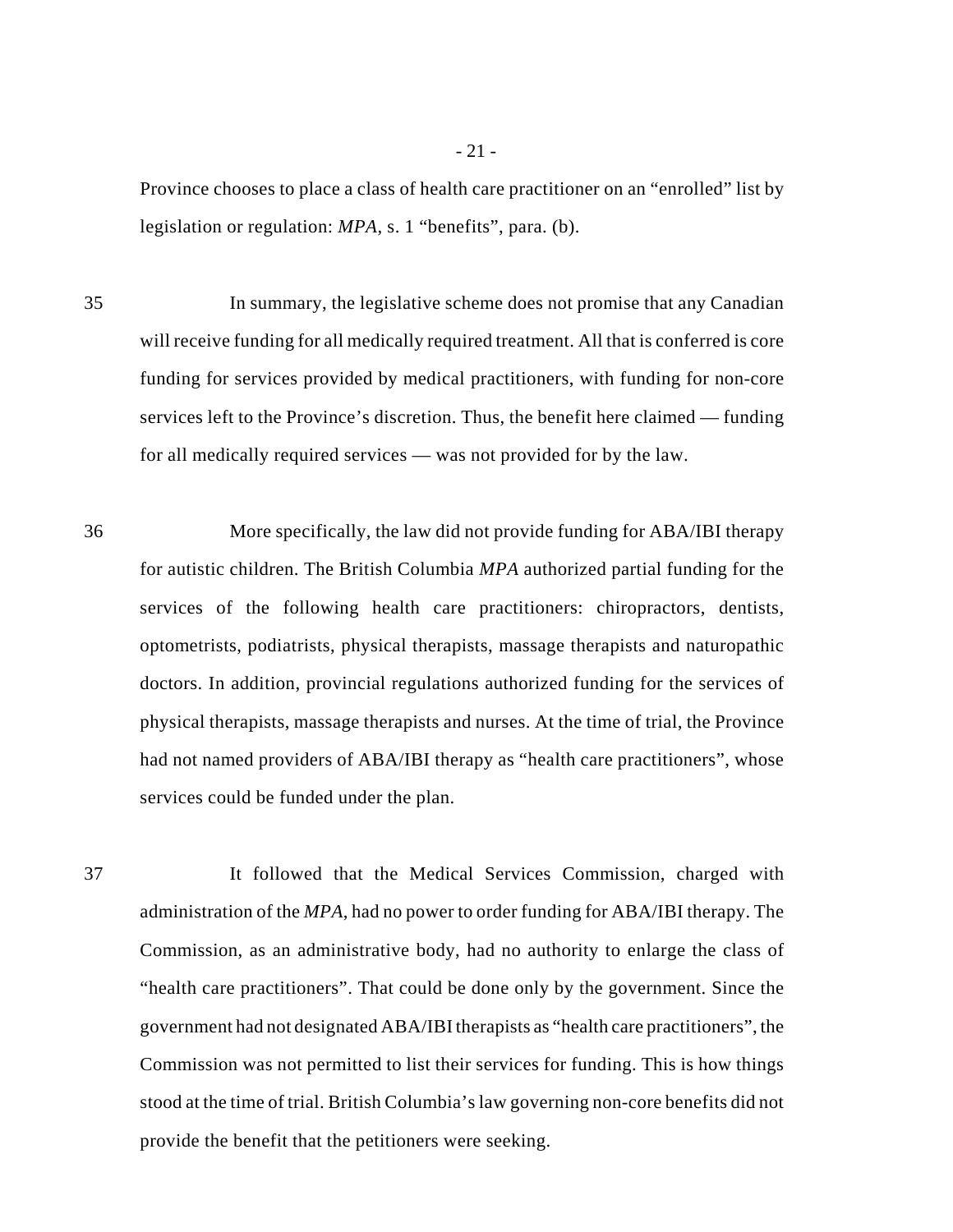Province chooses to place a class of health care practitioner on an "enrolled" list by legislation or regulation: *MPA*, s. 1 "benefits", para. (b).

35 In summary, the legislative scheme does not promise that any Canadian will receive funding for all medically required treatment. All that is conferred is core funding for services provided by medical practitioners, with funding for non-core services left to the Province's discretion. Thus, the benefit here claimed — funding for all medically required services — was not provided for by the law.

36 More specifically, the law did not provide funding for ABA/IBI therapy for autistic children. The British Columbia *MPA* authorized partial funding for the services of the following health care practitioners: chiropractors, dentists, optometrists, podiatrists, physical therapists, massage therapists and naturopathic doctors. In addition, provincial regulations authorized funding for the services of physical therapists, massage therapists and nurses. At the time of trial, the Province had not named providers of ABA/IBI therapy as "health care practitioners", whose services could be funded under the plan.

37 It followed that the Medical Services Commission, charged with administration of the *MPA*, had no power to order funding for ABA/IBI therapy. The Commission, as an administrative body, had no authority to enlarge the class of "health care practitioners". That could be done only by the government. Since the government had not designated ABA/IBI therapists as "health care practitioners", the Commission was not permitted to list their services for funding. This is how things stood at the time of trial. British Columbia's law governing non-core benefits did not provide the benefit that the petitioners were seeking.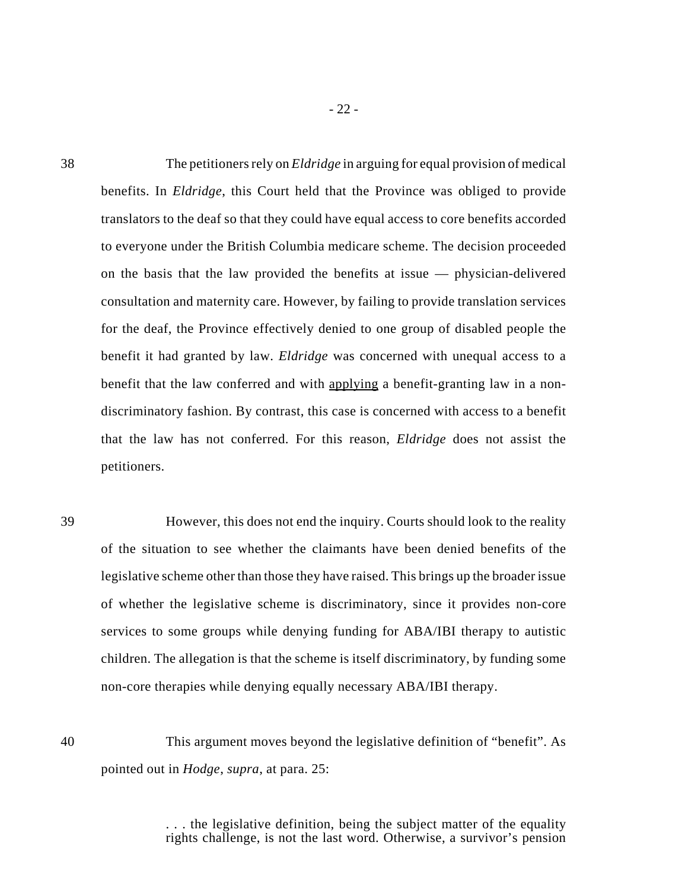38 The petitioners rely on *Eldridge* in arguing for equal provision of medical benefits. In *Eldridge*, this Court held that the Province was obliged to provide translators to the deaf so that they could have equal access to core benefits accorded to everyone under the British Columbia medicare scheme. The decision proceeded on the basis that the law provided the benefits at issue — physician-delivered consultation and maternity care. However, by failing to provide translation services for the deaf, the Province effectively denied to one group of disabled people the benefit it had granted by law. *Eldridge* was concerned with unequal access to a benefit that the law conferred and with <u>applying</u> a benefit-granting law in a non-discriminatory fashion. By contrast, this case is concerned with access to a benefit that the law has not conferred. For this reason, *Eldridge* does not assist the petitioners.

39 However, this does not end the inquiry. Courts should look to the reality of the situation to see whether the claimants have been denied benefits of the legislative scheme other than those they have raised. This brings up the broader issue of whether the legislative scheme is discriminatory, since it provides non-core services to some groups while denying funding for ABA/IBI therapy to autistic children. The allegation is that the scheme is itself discriminatory, by funding some non-core therapies while denying equally necessary ABA/IBI therapy.

40 This argument moves beyond the legislative definition of "benefit". As pointed out in *Hodge*, *supra*, at para. 25:

> . . . the legislative definition, being the subject matter of the equality rights challenge, is not the last word. Otherwise, a survivor's pension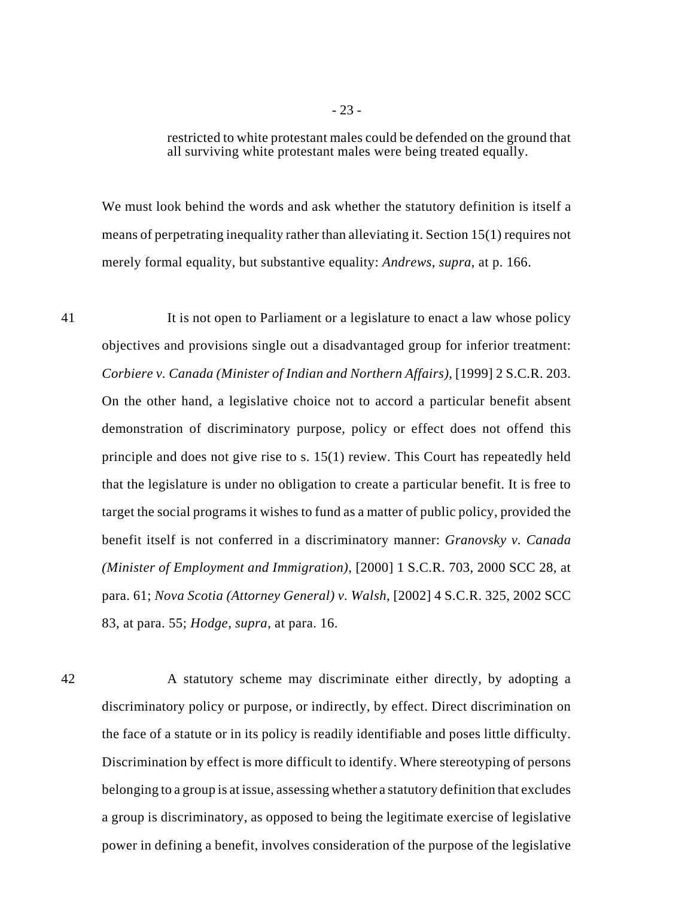> restricted to white protestant males could be defended on the ground that all surviving white protestant males were being treated equally.

We must look behind the words and ask whether the statutory definition is itself a means of perpetrating inequality rather than alleviating it. Section 15(1) requires not merely formal equality, but substantive equality: *Andrews*, *supra*, at p. 166.

41 It is not open to Parliament or a legislature to enact a law whose policy objectives and provisions single out a disadvantaged group for inferior treatment: *Corbiere v. Canada (Minister of Indian and Northern Affairs)*, [1999] 2 S.C.R. 203. On the other hand, a legislative choice not to accord a particular benefit absent demonstration of discriminatory purpose, policy or effect does not offend this principle and does not give rise to s. 15(1) review. This Court has repeatedly held that the legislature is under no obligation to create a particular benefit. It is free to target the social programs it wishes to fund as a matter of public policy, provided the benefit itself is not conferred in a discriminatory manner: *Granovsky v. Canada (Minister of Employment and Immigration)*, [2000] 1 S.C.R. 703, 2000 SCC 28, at para. 61; *Nova Scotia (Attorney General) v. Walsh*, [2002] 4 S.C.R. 325, 2002 SCC 83, at para. 55; *Hodge*, *supra*, at para. 16.

42 A statutory scheme may discriminate either directly, by adopting a discriminatory policy or purpose, or indirectly, by effect. Direct discrimination on the face of a statute or in its policy is readily identifiable and poses little difficulty. Discrimination by effect is more difficult to identify. Where stereotyping of persons belonging to a group is at issue, assessing whether a statutory definition that excludes a group is discriminatory, as opposed to being the legitimate exercise of legislative power in defining a benefit, involves consideration of the purpose of the legislative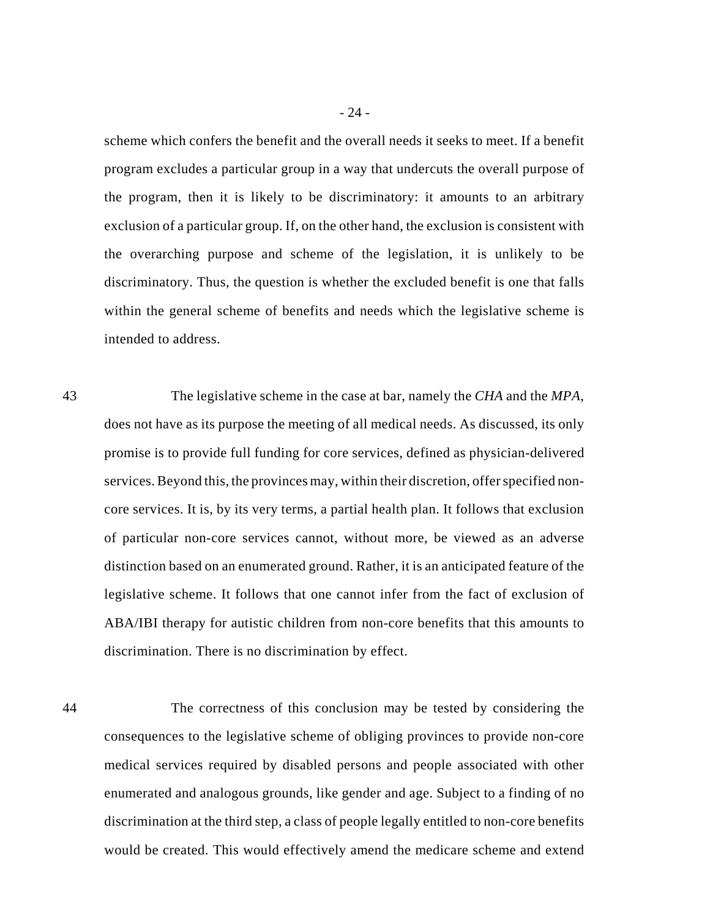scheme which confers the benefit and the overall needs it seeks to meet. If a benefit program excludes a particular group in a way that undercuts the overall purpose of the program, then it is likely to be discriminatory: it amounts to an arbitrary exclusion of a particular group. If, on the other hand, the exclusion is consistent with the overarching purpose and scheme of the legislation, it is unlikely to be discriminatory. Thus, the question is whether the excluded benefit is one that falls within the general scheme of benefits and needs which the legislative scheme is intended to address.

43 The legislative scheme in the case at bar, namely the *CHA* and the *MPA*, does not have as its purpose the meeting of all medical needs. As discussed, its only promise is to provide full funding for core services, defined as physician-delivered services. Beyond this, the provinces may, within their discretion, offer specified non-core services. It is, by its very terms, a partial health plan. It follows that exclusion of particular non-core services cannot, without more, be viewed as an adverse distinction based on an enumerated ground. Rather, it is an anticipated feature of the legislative scheme. It follows that one cannot infer from the fact of exclusion of ABA/IBI therapy for autistic children from non-core benefits that this amounts to discrimination. There is no discrimination by effect.

44 The correctness of this conclusion may be tested by considering the consequences to the legislative scheme of obliging provinces to provide non-core medical services required by disabled persons and people associated with other enumerated and analogous grounds, like gender and age. Subject to a finding of no discrimination at the third step, a class of people legally entitled to non-core benefits would be created. This would effectively amend the medicare scheme and extend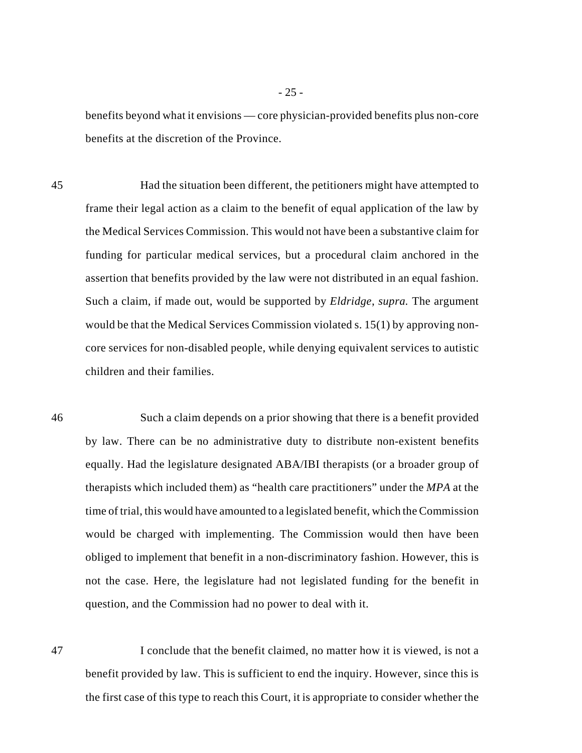benefits beyond what it envisions — core physician-provided benefits plus non-core benefits at the discretion of the Province.

45 Had the situation been different, the petitioners might have attempted to frame their legal action as a claim to the benefit of equal application of the law by the Medical Services Commission. This would not have been a substantive claim for funding for particular medical services, but a procedural claim anchored in the assertion that benefits provided by the law were not distributed in an equal fashion. Such a claim, if made out, would be supported by *Eldridge*, *supra.* The argument would be that the Medical Services Commission violated s. 15(1) by approving non-core services for non-disabled people, while denying equivalent services to autistic children and their families.

46 Such a claim depends on a prior showing that there is a benefit provided by law. There can be no administrative duty to distribute non-existent benefits equally. Had the legislature designated ABA/IBI therapists (or a broader group of therapists which included them) as "health care practitioners" under the *MPA* at the time of trial, this would have amounted to a legislated benefit, which the Commission would be charged with implementing. The Commission would then have been obliged to implement that benefit in a non-discriminatory fashion. However, this is not the case. Here, the legislature had not legislated funding for the benefit in question, and the Commission had no power to deal with it.

47 I conclude that the benefit claimed, no matter how it is viewed, is not a benefit provided by law. This is sufficient to end the inquiry. However, since this is the first case of this type to reach this Court, it is appropriate to consider whether the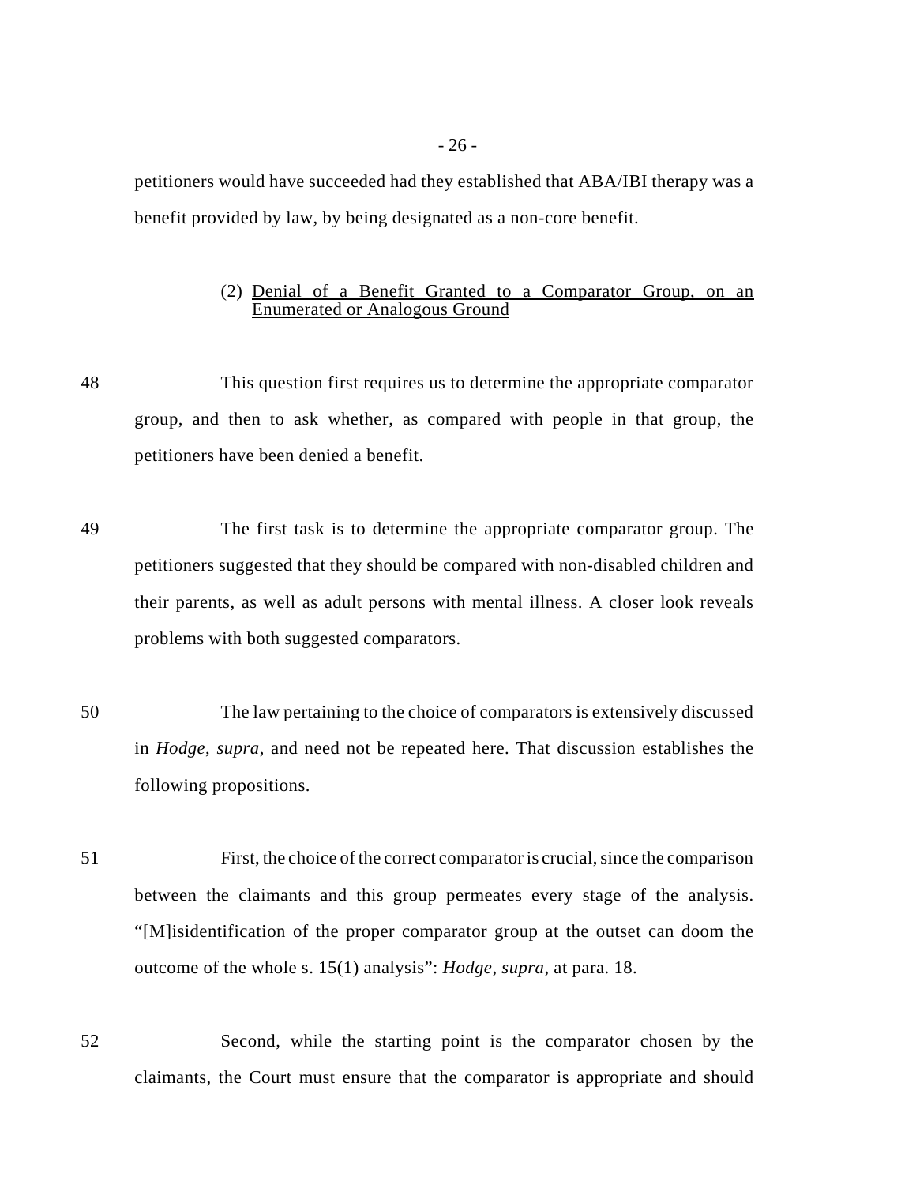petitioners would have succeeded had they established that ABA/IBI therapy was a benefit provided by law, by being designated as a non-core benefit.

### (2) Denial of a Benefit Granted to a Comparator Group, on an Enumerated or Analogous Ground

48 This question first requires us to determine the appropriate comparator group, and then to ask whether, as compared with people in that group, the petitioners have been denied a benefit.

49 The first task is to determine the appropriate comparator group. The petitioners suggested that they should be compared with non-disabled children and their parents, as well as adult persons with mental illness. A closer look reveals problems with both suggested comparators.

50 The law pertaining to the choice of comparators is extensively discussed in *Hodge*, *supra*, and need not be repeated here. That discussion establishes the following propositions.

51 First, the choice of the correct comparator is crucial, since the comparison between the claimants and this group permeates every stage of the analysis. "[M]isidentification of the proper comparator group at the outset can doom the outcome of the whole s. 15(1) analysis": *Hodge*, *supra*, at para. 18.

52 Second, while the starting point is the comparator chosen by the claimants, the Court must ensure that the comparator is appropriate and should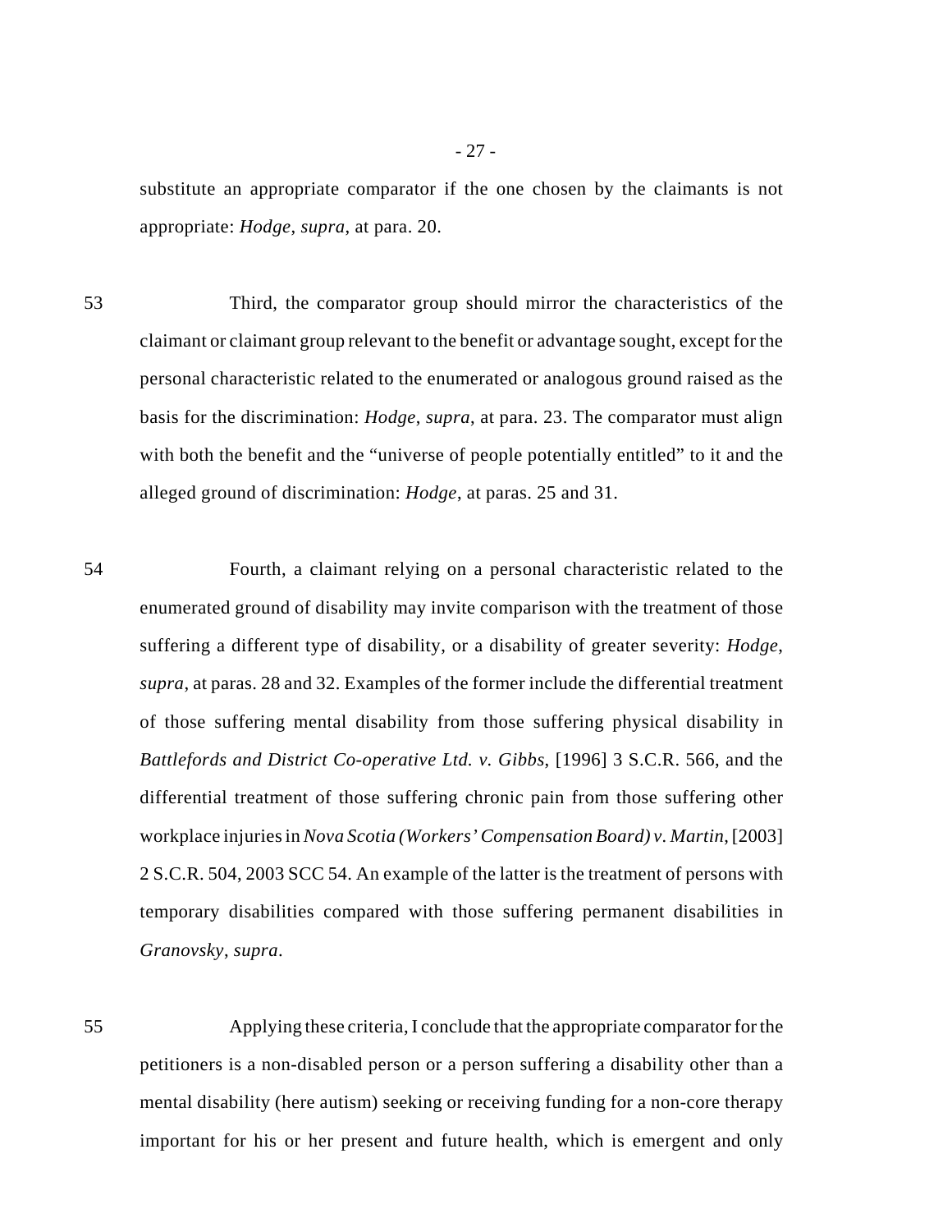substitute an appropriate comparator if the one chosen by the claimants is not appropriate: *Hodge*, *supra*, at para. 20.

53 Third, the comparator group should mirror the characteristics of the claimant or claimant group relevant to the benefit or advantage sought, except for the personal characteristic related to the enumerated or analogous ground raised as the basis for the discrimination: *Hodge*, *supra*, at para. 23. The comparator must align with both the benefit and the "universe of people potentially entitled" to it and the alleged ground of discrimination: *Hodge*, at paras. 25 and 31.

54 Fourth, a claimant relying on a personal characteristic related to the enumerated ground of disability may invite comparison with the treatment of those suffering a different type of disability, or a disability of greater severity: *Hodge*, *supra*, at paras. 28 and 32. Examples of the former include the differential treatment of those suffering mental disability from those suffering physical disability in *Battlefords and District Co-operative Ltd. v. Gibbs*, [1996] 3 S.C.R. 566, and the differential treatment of those suffering chronic pain from those suffering other workplace injuries in *Nova Scotia (Workers' Compensation Board) v. Martin*, [2003] 2 S.C.R. 504, 2003 SCC 54. An example of the latter is the treatment of persons with temporary disabilities compared with those suffering permanent disabilities in *Granovsky*, *supra*.

55 Applying these criteria, I conclude that the appropriate comparator for the petitioners is a non-disabled person or a person suffering a disability other than a mental disability (here autism) seeking or receiving funding for a non-core therapy important for his or her present and future health, which is emergent and only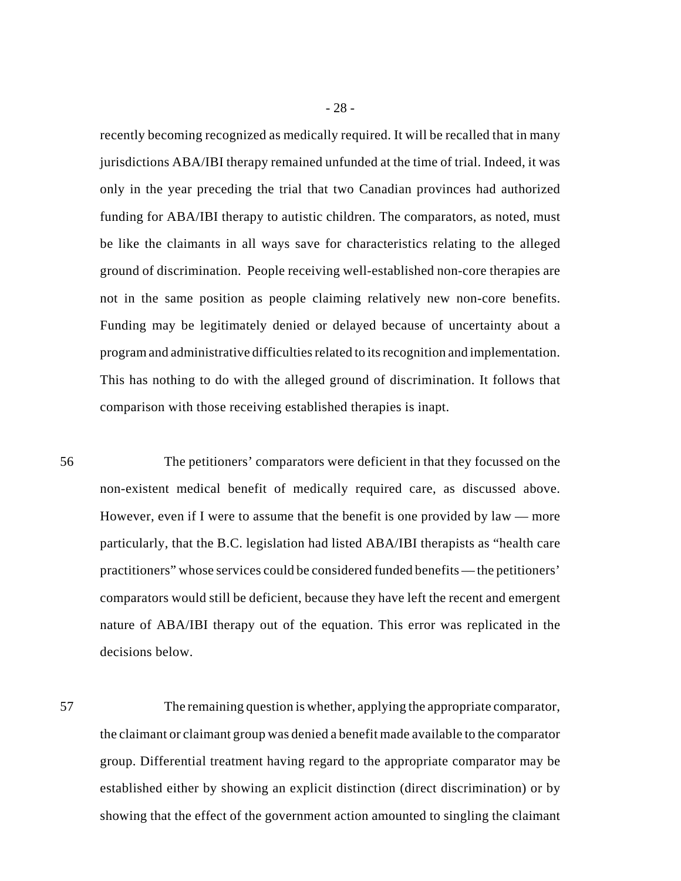recently becoming recognized as medically required. It will be recalled that in many jurisdictions ABA/IBI therapy remained unfunded at the time of trial. Indeed, it was only in the year preceding the trial that two Canadian provinces had authorized funding for ABA/IBI therapy to autistic children. The comparators, as noted, must be like the claimants in all ways save for characteristics relating to the alleged ground of discrimination. People receiving well-established non-core therapies are not in the same position as people claiming relatively new non-core benefits. Funding may be legitimately denied or delayed because of uncertainty about a program and administrative difficulties related to its recognition and implementation. This has nothing to do with the alleged ground of discrimination. It follows that comparison with those receiving established therapies is inapt.

56 The petitioners' comparators were deficient in that they focussed on the non-existent medical benefit of medically required care, as discussed above. However, even if I were to assume that the benefit is one provided by law — more particularly, that the B.C. legislation had listed ABA/IBI therapists as "health care practitioners" whose services could be considered funded benefits — the petitioners' comparators would still be deficient, because they have left the recent and emergent nature of ABA/IBI therapy out of the equation. This error was replicated in the decisions below.

57 The remaining question is whether, applying the appropriate comparator, the claimant or claimant group was denied a benefit made available to the comparator group. Differential treatment having regard to the appropriate comparator may be established either by showing an explicit distinction (direct discrimination) or by showing that the effect of the government action amounted to singling the claimant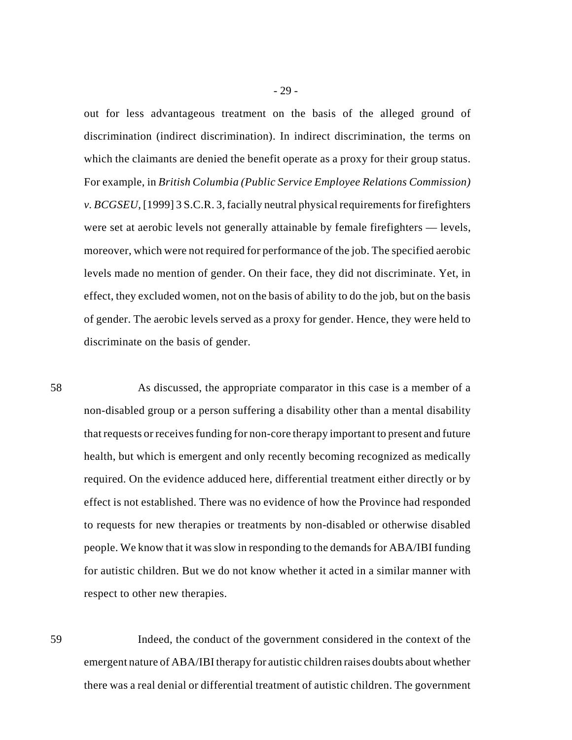out for less advantageous treatment on the basis of the alleged ground of discrimination (indirect discrimination). In indirect discrimination, the terms on which the claimants are denied the benefit operate as a proxy for their group status. For example, in *British Columbia (Public Service Employee Relations Commission) v. BCGSEU*, [1999] 3 S.C.R. 3, facially neutral physical requirements for firefighters were set at aerobic levels not generally attainable by female firefighters — levels, moreover, which were not required for performance of the job. The specified aerobic levels made no mention of gender. On their face, they did not discriminate. Yet, in effect, they excluded women, not on the basis of ability to do the job, but on the basis of gender. The aerobic levels served as a proxy for gender. Hence, they were held to discriminate on the basis of gender.

58 As discussed, the appropriate comparator in this case is a member of a non-disabled group or a person suffering a disability other than a mental disability that requests or receives funding for non-core therapy important to present and future health, but which is emergent and only recently becoming recognized as medically required. On the evidence adduced here, differential treatment either directly or by effect is not established. There was no evidence of how the Province had responded to requests for new therapies or treatments by non-disabled or otherwise disabled people. We know that it was slow in responding to the demands for ABA/IBI funding for autistic children. But we do not know whether it acted in a similar manner with respect to other new therapies.

59 Indeed, the conduct of the government considered in the context of the emergent nature of ABA/IBI therapy for autistic children raises doubts about whether there was a real denial or differential treatment of autistic children. The government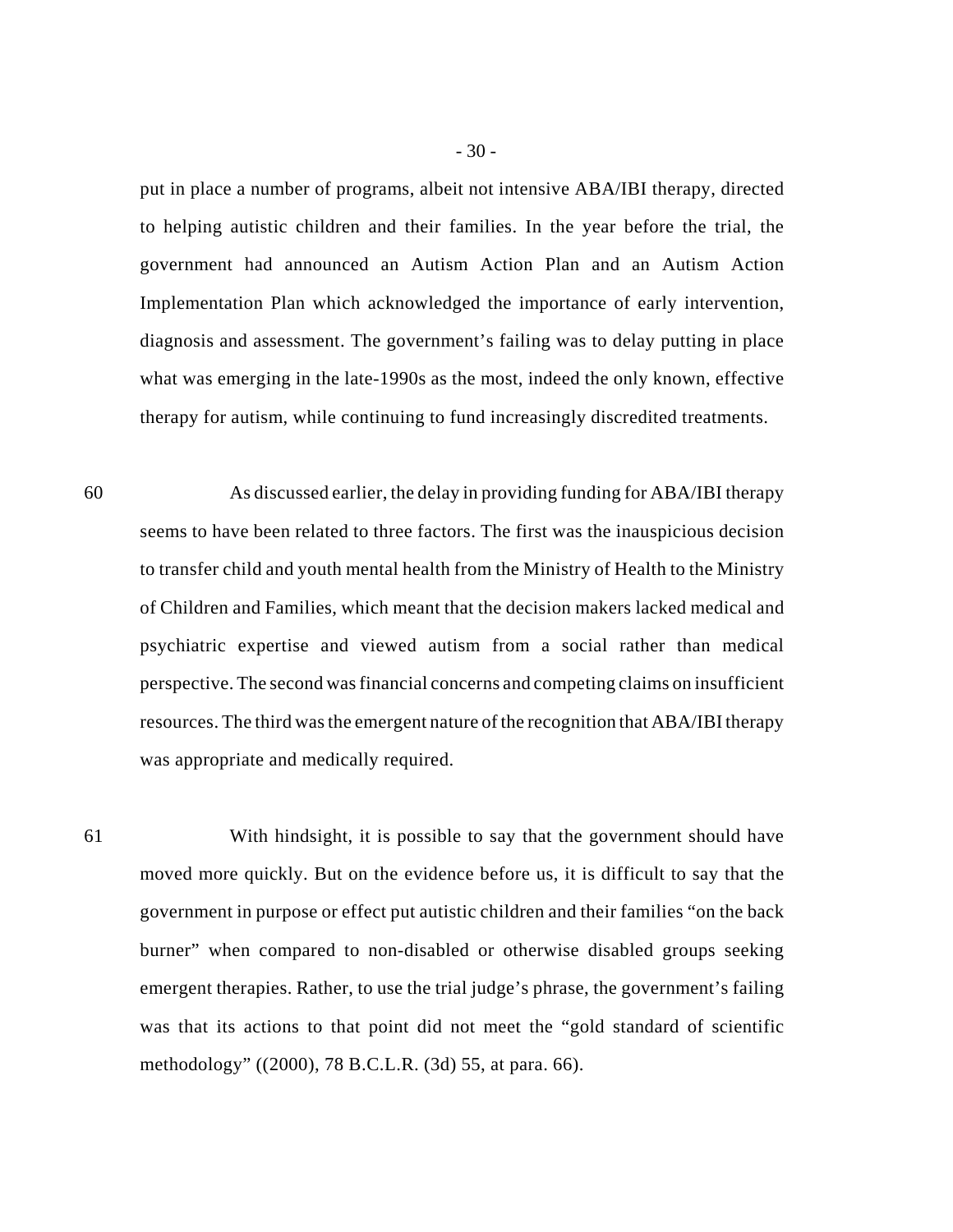put in place a number of programs, albeit not intensive ABA/IBI therapy, directed to helping autistic children and their families. In the year before the trial, the government had announced an Autism Action Plan and an Autism Action Implementation Plan which acknowledged the importance of early intervention, diagnosis and assessment. The government's failing was to delay putting in place what was emerging in the late-1990s as the most, indeed the only known, effective therapy for autism, while continuing to fund increasingly discredited treatments.

60 As discussed earlier, the delay in providing funding for ABA/IBI therapy seems to have been related to three factors. The first was the inauspicious decision to transfer child and youth mental health from the Ministry of Health to the Ministry of Children and Families, which meant that the decision makers lacked medical and psychiatric expertise and viewed autism from a social rather than medical perspective. The second was financial concerns and competing claims on insufficient resources. The third was the emergent nature of the recognition that ABA/IBI therapy was appropriate and medically required.

61 With hindsight, it is possible to say that the government should have moved more quickly. But on the evidence before us, it is difficult to say that the government in purpose or effect put autistic children and their families "on the back burner" when compared to non-disabled or otherwise disabled groups seeking emergent therapies. Rather, to use the trial judge's phrase, the government's failing was that its actions to that point did not meet the "gold standard of scientific methodology" ((2000), 78 B.C.L.R. (3d) 55, at para. 66).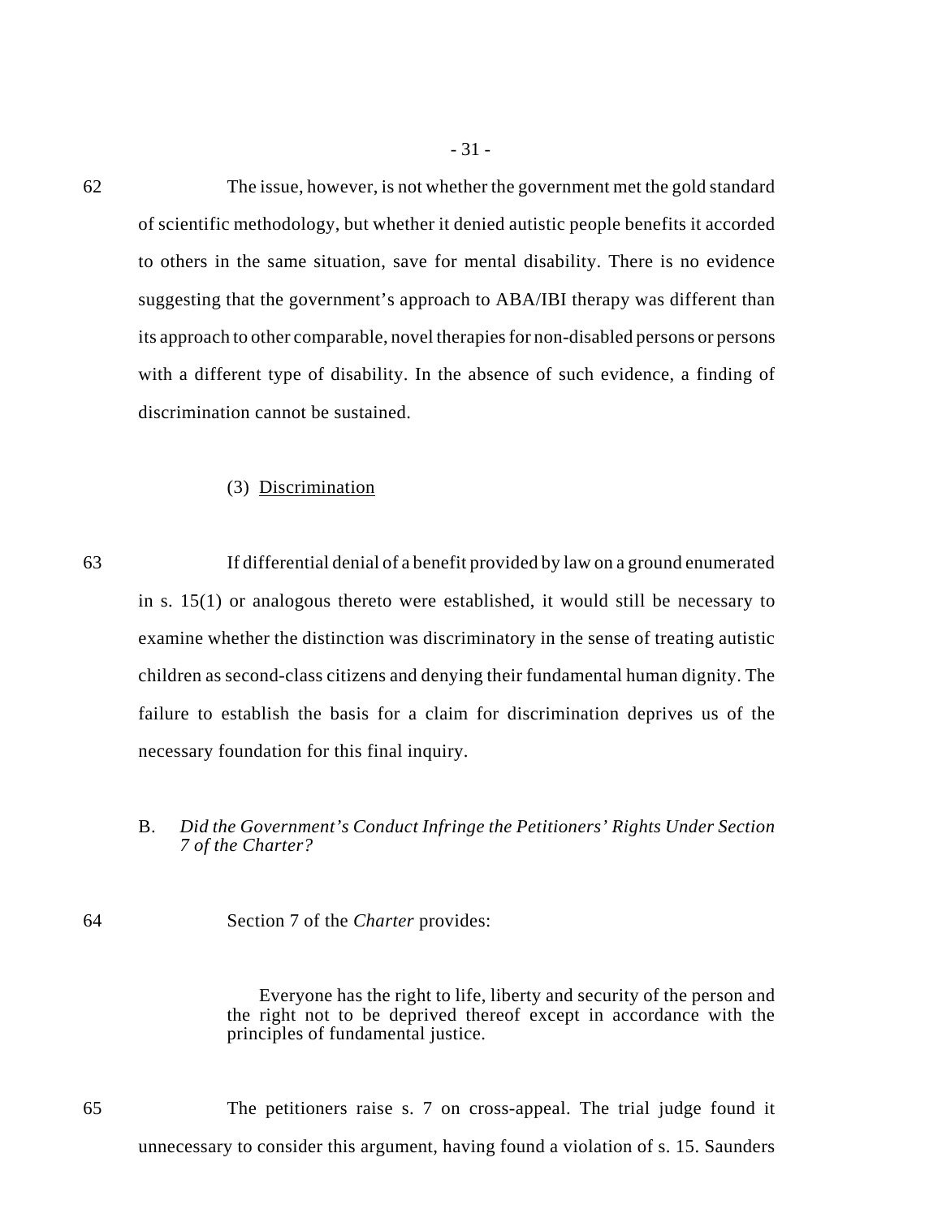62 The issue, however, is not whether the government met the gold standard of scientific methodology, but whether it denied autistic people benefits it accorded to others in the same situation, save for mental disability. There is no evidence suggesting that the government's approach to ABA/IBI therapy was different than its approach to other comparable, novel therapies for non-disabled persons or persons with a different type of disability. In the absence of such evidence, a finding of discrimination cannot be sustained.

(3) Discrimination

63 If differential denial of a benefit provided by law on a ground enumerated in s. 15(1) or analogous thereto were established, it would still be necessary to examine whether the distinction was discriminatory in the sense of treating autistic children as second-class citizens and denying their fundamental human dignity. The failure to establish the basis for a claim for discrimination deprives us of the necessary foundation for this final inquiry.

### B. *Did the Government's Conduct Infringe the Petitioners' Rights Under Section 7 of the Charter?*

64 Section 7 of the *Charter* provides:

> Everyone has the right to life, liberty and security of the person and the right not to be deprived thereof except in accordance with the principles of fundamental justice.

65 The petitioners raise s. 7 on cross-appeal. The trial judge found it unnecessary to consider this argument, having found a violation of s. 15. Saunders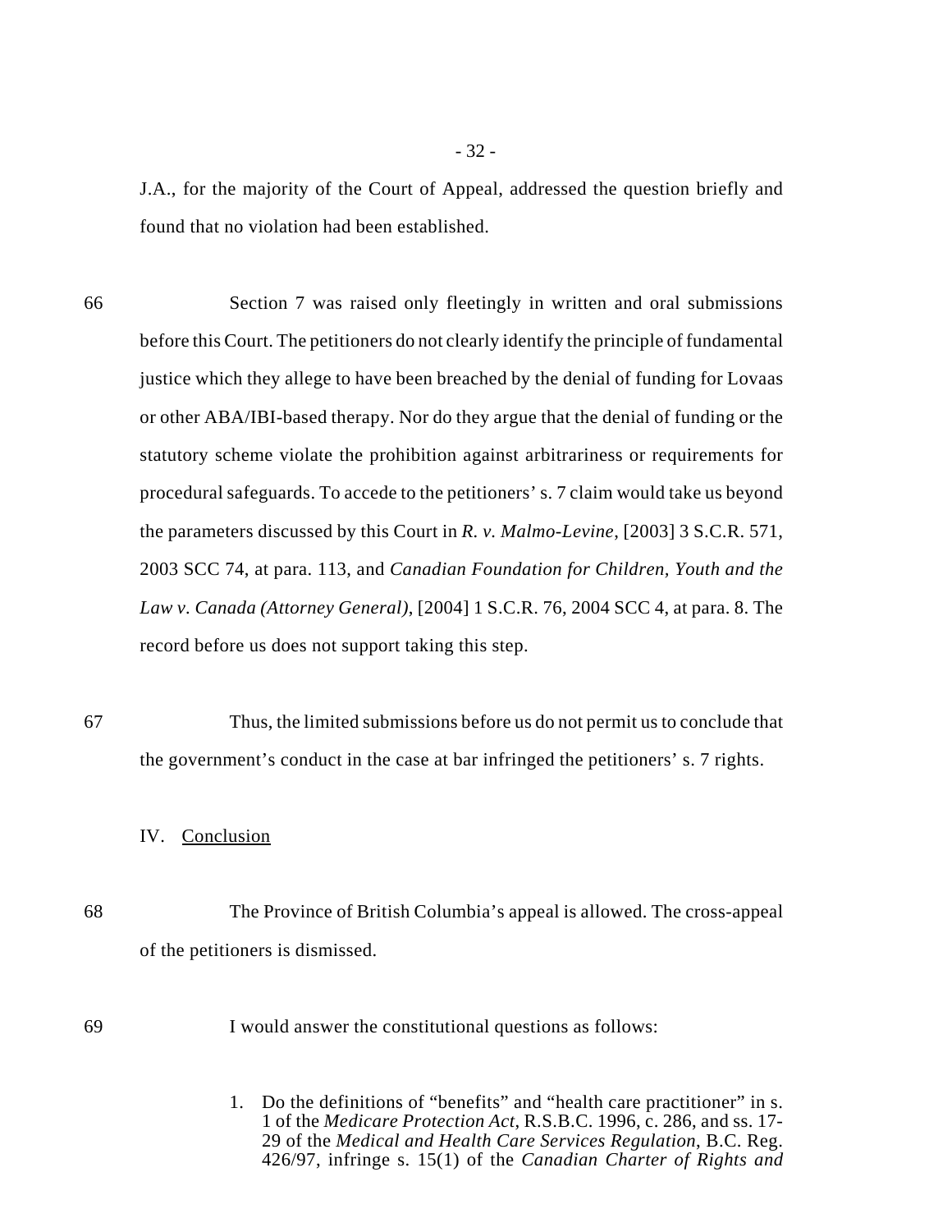J.A., for the majority of the Court of Appeal, addressed the question briefly and found that no violation had been established.

66 Section 7 was raised only fleetingly in written and oral submissions before this Court. The petitioners do not clearly identify the principle of fundamental justice which they allege to have been breached by the denial of funding for Lovaas or other ABA/IBI-based therapy. Nor do they argue that the denial of funding or the statutory scheme violate the prohibition against arbitrariness or requirements for procedural safeguards. To accede to the petitioners' s. 7 claim would take us beyond the parameters discussed by this Court in *R. v. Malmo-Levine*, [2003] 3 S.C.R. 571, 2003 SCC 74, at para. 113, and *Canadian Foundation for Children, Youth and the Law v. Canada (Attorney General)*, [2004] 1 S.C.R. 76, 2004 SCC 4, at para. 8. The record before us does not support taking this step.

67 Thus, the limited submissions before us do not permit us to conclude that the government's conduct in the case at bar infringed the petitioners' s. 7 rights.

## IV. Conclusion

68 The Province of British Columbia's appeal is allowed. The cross-appeal of the petitioners is dismissed.

69 I would answer the constitutional questions as follows:

1. Do the definitions of "benefits" and "health care practitioner" in s. 1 of the *Medicare Protection Act*, R.S.B.C. 1996, c. 286, and ss. 17-29 of the *Medical and Health Care Services Regulation*, B.C. Reg. 426/97, infringe s. 15(1) of the *Canadian Charter of Rights and*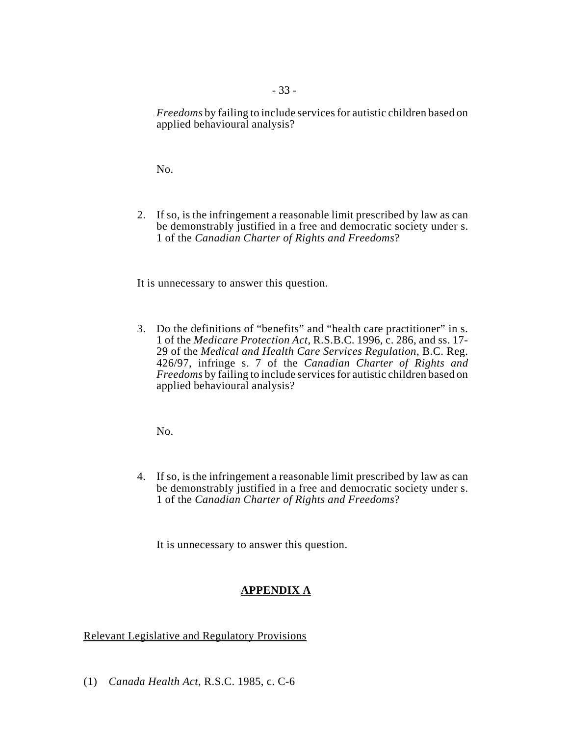*Freedoms* by failing to include services for autistic children based on applied behavioural analysis?

No.

2. If so, is the infringement a reasonable limit prescribed by law as can be demonstrably justified in a free and democratic society under s. 1 of the *Canadian Charter of Rights and Freedoms*?

It is unnecessary to answer this question.

3. Do the definitions of "benefits" and "health care practitioner" in s. 1 of the *Medicare Protection Act*, R.S.B.C. 1996, c. 286, and ss. 17-29 of the *Medical and Health Care Services Regulation*, B.C. Reg. 426/97, infringe s. 7 of the *Canadian Charter of Rights and Freedoms* by failing to include services for autistic children based on applied behavioural analysis?

No.

4. If so, is the infringement a reasonable limit prescribed by law as can be demonstrably justified in a free and democratic society under s. 1 of the *Canadian Charter of Rights and Freedoms*?

It is unnecessary to answer this question.

## APPENDIX A

Relevant Legislative and Regulatory Provisions

(1) *Canada Health Act*, R.S.C. 1985, c. C-6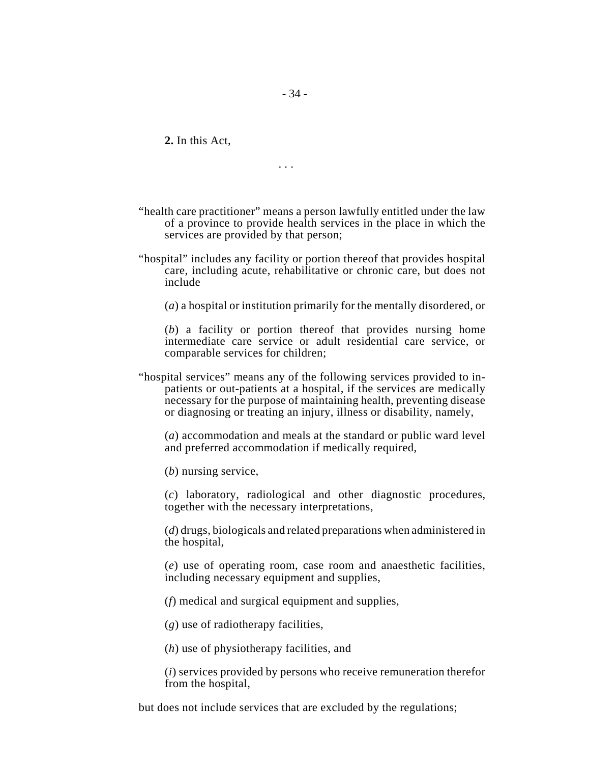**2.** In this Act,

. . .

"health care practitioner" means a person lawfully entitled under the law of a province to provide health services in the place in which the services are provided by that person;

"hospital" includes any facility or portion thereof that provides hospital care, including acute, rehabilitative or chronic care, but does not include

(*a*) a hospital or institution primarily for the mentally disordered, or

(*b*) a facility or portion thereof that provides nursing home intermediate care service or adult residential care service, or comparable services for children;

"hospital services" means any of the following services provided to in-patients or out-patients at a hospital, if the services are medically necessary for the purpose of maintaining health, preventing disease or diagnosing or treating an injury, illness or disability, namely,

(*a*) accommodation and meals at the standard or public ward level and preferred accommodation if medically required,

(*b*) nursing service,

(*c*) laboratory, radiological and other diagnostic procedures, together with the necessary interpretations,

(*d*) drugs, biologicals and related preparations when administered in the hospital,

(*e*) use of operating room, case room and anaesthetic facilities, including necessary equipment and supplies,

(*f*) medical and surgical equipment and supplies,

(*g*) use of radiotherapy facilities,

(*h*) use of physiotherapy facilities, and

(*i*) services provided by persons who receive remuneration therefor from the hospital,

but does not include services that are excluded by the regulations;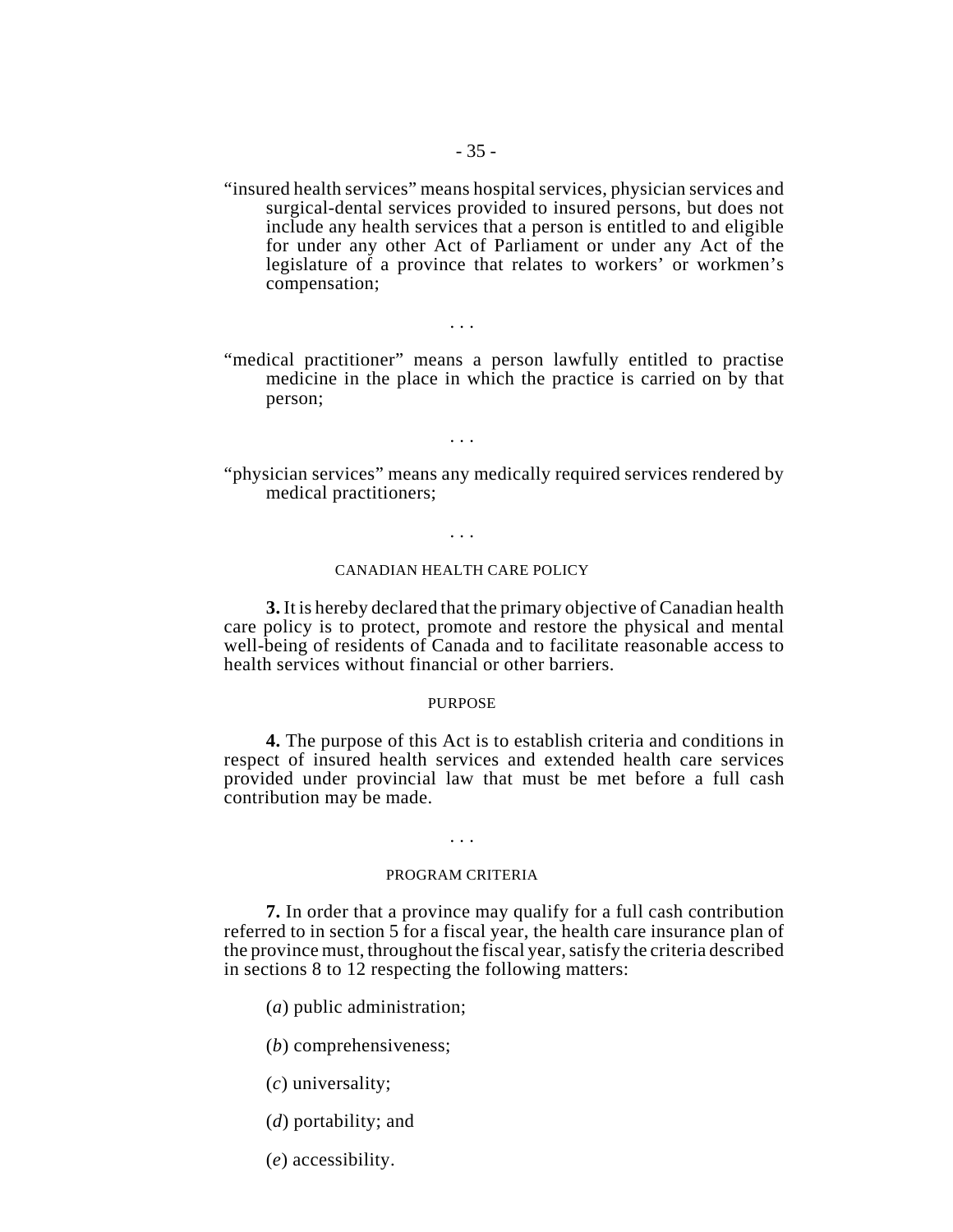"insured health services" means hospital services, physician services and surgical-dental services provided to insured persons, but does not include any health services that a person is entitled to and eligible for under any other Act of Parliament or under any Act of the legislature of a province that relates to workers' or workmen's compensation;

. . .

"medical practitioner" means a person lawfully entitled to practise medicine in the place in which the practice is carried on by that person;

. . .

"physician services" means any medically required services rendered by medical practitioners;

. . .

CANADIAN HEALTH CARE POLICY

**3.** It is hereby declared that the primary objective of Canadian health care policy is to protect, promote and restore the physical and mental well-being of residents of Canada and to facilitate reasonable access to health services without financial or other barriers.

PURPOSE

**4.** The purpose of this Act is to establish criteria and conditions in respect of insured health services and extended health care services provided under provincial law that must be met before a full cash contribution may be made.

. . .

PROGRAM CRITERIA

**7.** In order that a province may qualify for a full cash contribution referred to in section 5 for a fiscal year, the health care insurance plan of the province must, throughout the fiscal year, satisfy the criteria described in sections 8 to 12 respecting the following matters:

(*a*) public administration;

(*b*) comprehensiveness;

(*c*) universality;

(*d*) portability; and

(*e*) accessibility.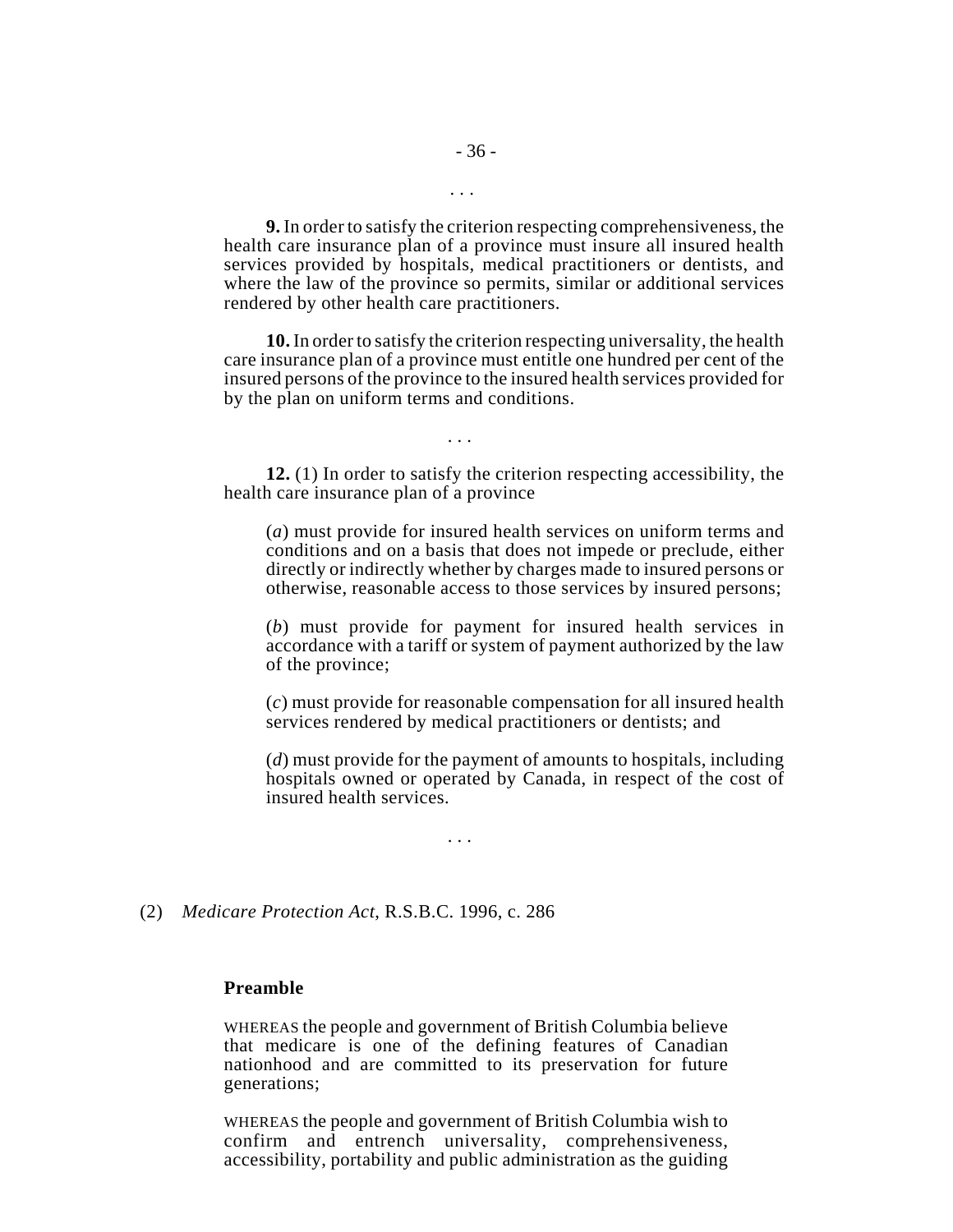. . .

**9.** In order to satisfy the criterion respecting comprehensiveness, the health care insurance plan of a province must insure all insured health services provided by hospitals, medical practitioners or dentists, and where the law of the province so permits, similar or additional services rendered by other health care practitioners.

**10.** In order to satisfy the criterion respecting universality, the health care insurance plan of a province must entitle one hundred per cent of the insured persons of the province to the insured health services provided for by the plan on uniform terms and conditions.

. . .

**12.** (1) In order to satisfy the criterion respecting accessibility, the health care insurance plan of a province

(*a*) must provide for insured health services on uniform terms and conditions and on a basis that does not impede or preclude, either directly or indirectly whether by charges made to insured persons or otherwise, reasonable access to those services by insured persons;

(*b*) must provide for payment for insured health services in accordance with a tariff or system of payment authorized by the law of the province;

(*c*) must provide for reasonable compensation for all insured health services rendered by medical practitioners or dentists; and

(*d*) must provide for the payment of amounts to hospitals, including hospitals owned or operated by Canada, in respect of the cost of insured health services.

. . .

(2) *Medicare Protection Act*, R.S.B.C. 1996, c. 286

**Preamble**

WHEREAS the people and government of British Columbia believe that medicare is one of the defining features of Canadian nationhood and are committed to its preservation for future generations;

WHEREAS the people and government of British Columbia wish to confirm and entrench universality, comprehensiveness, accessibility, portability and public administration as the guiding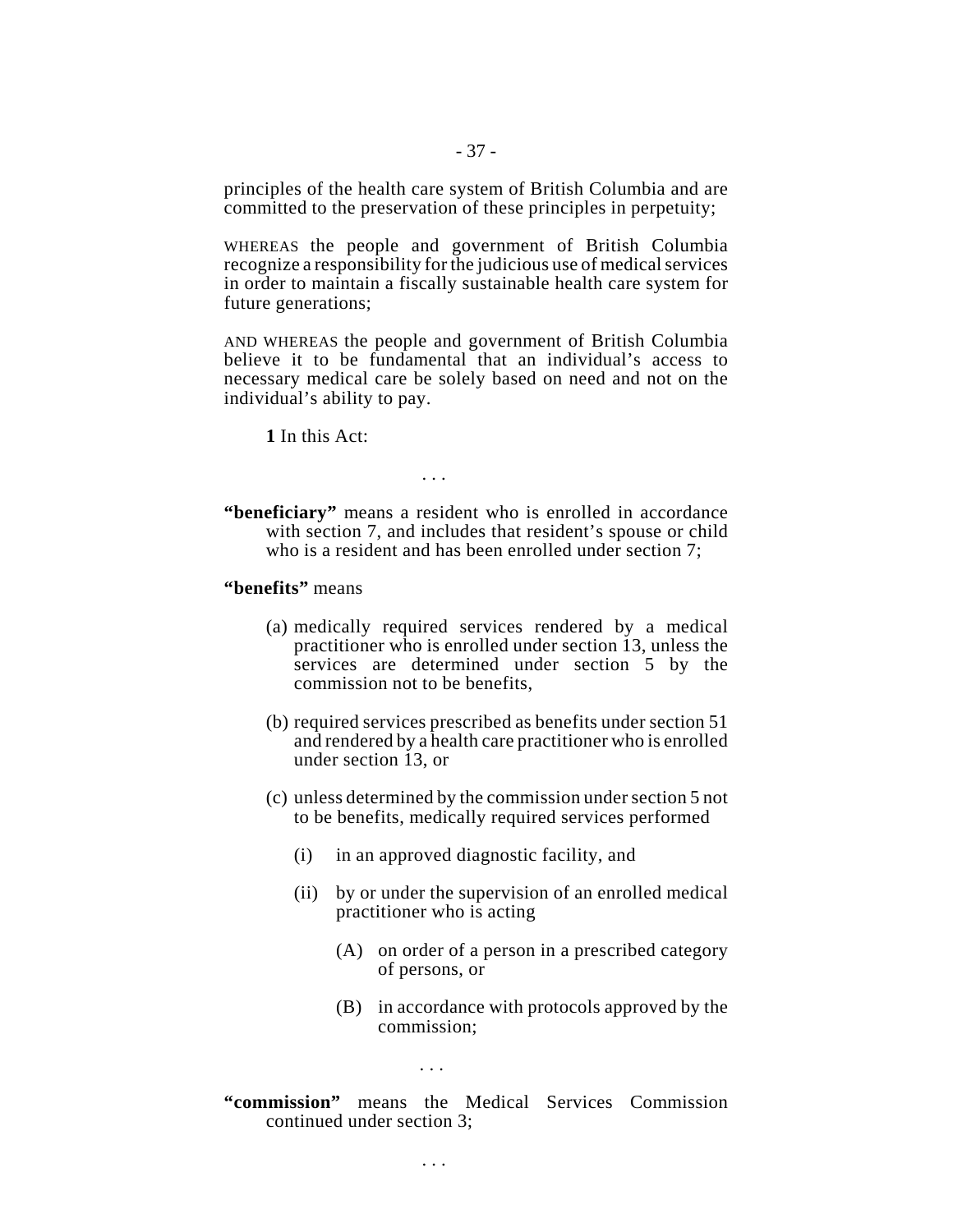principles of the health care system of British Columbia and are committed to the preservation of these principles in perpetuity;

WHEREAS the people and government of British Columbia recognize a responsibility for the judicious use of medical services in order to maintain a fiscally sustainable health care system for future generations;

AND WHEREAS the people and government of British Columbia believe it to be fundamental that an individual's access to necessary medical care be solely based on need and not on the individual's ability to pay.

**1** In this Act:

. . .

**"beneficiary"** means a resident who is enrolled in accordance with section 7, and includes that resident's spouse or child who is a resident and has been enrolled under section 7;

**"benefits"** means

(a) medically required services rendered by a medical practitioner who is enrolled under section 13, unless the services are determined under section 5 by the commission not to be benefits,

(b) required services prescribed as benefits under section 51 and rendered by a health care practitioner who is enrolled under section 13, or

(c) unless determined by the commission under section 5 not to be benefits, medically required services performed

(i) in an approved diagnostic facility, and

(ii) by or under the supervision of an enrolled medical practitioner who is acting

(A) on order of a person in a prescribed category of persons, or

(B) in accordance with protocols approved by the commission;

. . .

**"commission"** means the Medical Services Commission continued under section 3;

. . .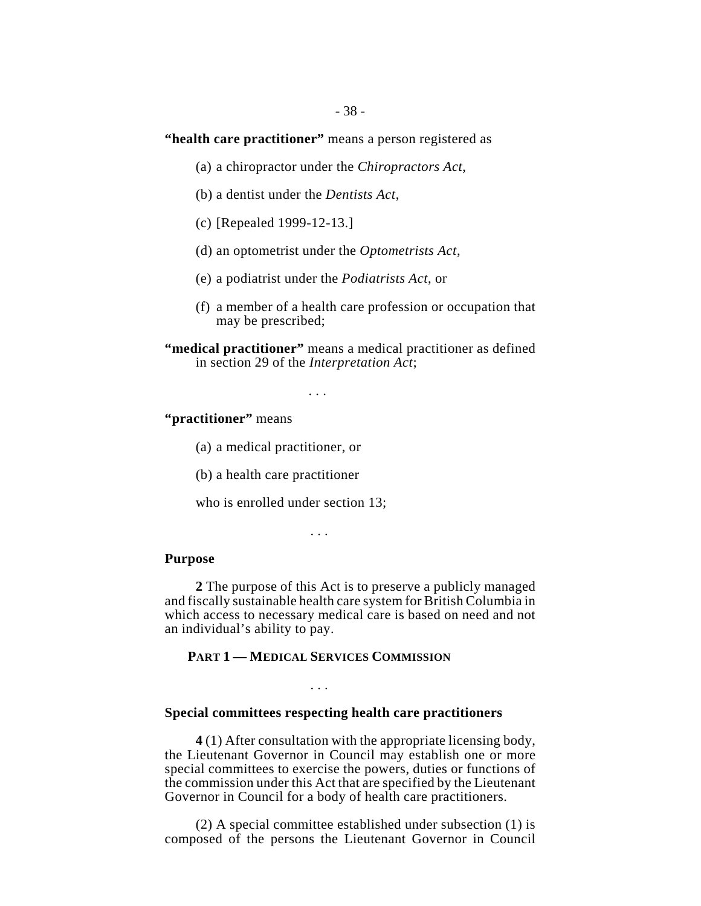**"health care practitioner"** means a person registered as

(a) a chiropractor under the *Chiropractors Act*,

(b) a dentist under the *Dentists Act*,

(c) [Repealed 1999-12-13.]

(d) an optometrist under the *Optometrists Act*,

(e) a podiatrist under the *Podiatrists Act*, or

(f) a member of a health care profession or occupation that may be prescribed;

**"medical practitioner"** means a medical practitioner as defined in section 29 of the *Interpretation Act*;

. . .

**"practitioner"** means

(a) a medical practitioner, or

(b) a health care practitioner

who is enrolled under section 13;

. . .

**Purpose**

**2** The purpose of this Act is to preserve a publicly managed and fiscally sustainable health care system for British Columbia in which access to necessary medical care is based on need and not an individual's ability to pay.

**PART 1 — MEDICAL SERVICES COMMISSION**

. . .

**Special committees respecting health care practitioners**

**4** (1) After consultation with the appropriate licensing body, the Lieutenant Governor in Council may establish one or more special committees to exercise the powers, duties or functions of the commission under this Act that are specified by the Lieutenant Governor in Council for a body of health care practitioners.

(2) A special committee established under subsection (1) is composed of the persons the Lieutenant Governor in Council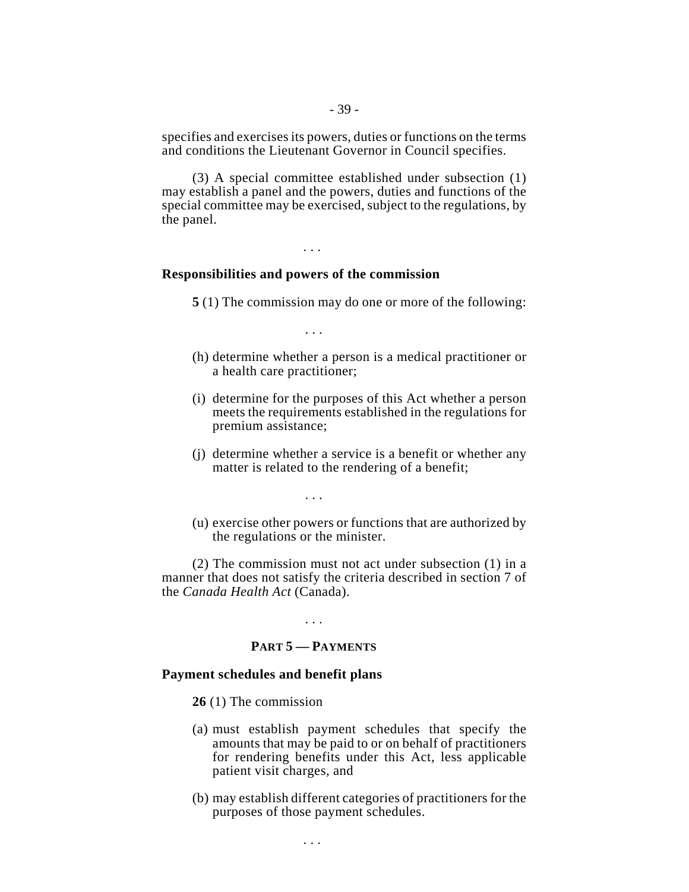specifies and exercises its powers, duties or functions on the terms and conditions the Lieutenant Governor in Council specifies.

(3) A special committee established under subsection (1) may establish a panel and the powers, duties and functions of the special committee may be exercised, subject to the regulations, by the panel.

. . .

### Responsibilities and powers of the commission

**5** (1) The commission may do one or more of the following:

. . .

(h) determine whether a person is a medical practitioner or a health care practitioner;

(i) determine for the purposes of this Act whether a person meets the requirements established in the regulations for premium assistance;

(j) determine whether a service is a benefit or whether any matter is related to the rendering of a benefit;

. . .

(u) exercise other powers or functions that are authorized by the regulations or the minister.

(2) The commission must not act under subsection (1) in a manner that does not satisfy the criteria described in section 7 of the *Canada Health Act* (Canada).

. . .

## PART 5 — PAYMENTS

### Payment schedules and benefit plans

**26** (1) The commission

(a) must establish payment schedules that specify the amounts that may be paid to or on behalf of practitioners for rendering benefits under this Act, less applicable patient visit charges, and

(b) may establish different categories of practitioners for the purposes of those payment schedules.

. . .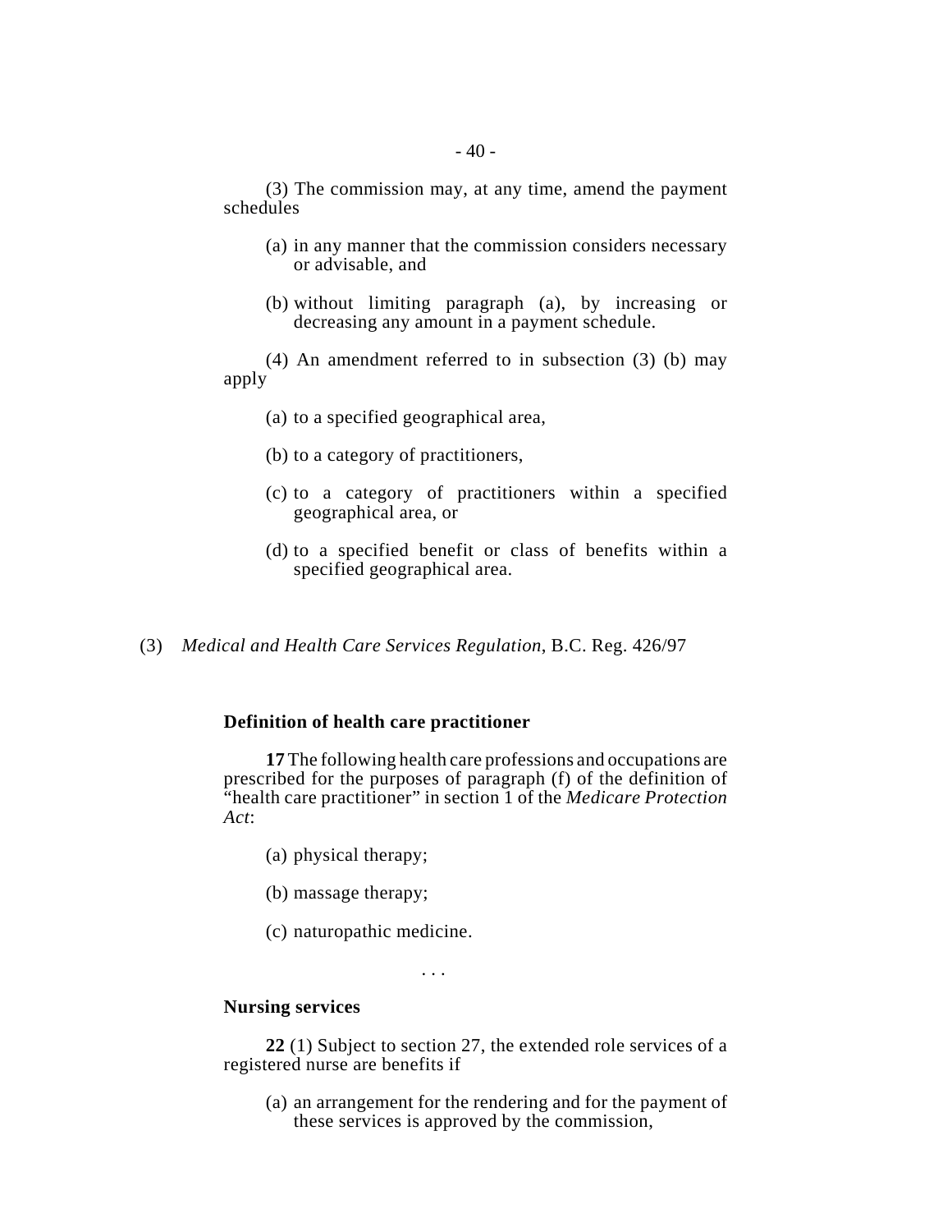(3) The commission may, at any time, amend the payment schedules

(a) in any manner that the commission considers necessary or advisable, and

(b) without limiting paragraph (a), by increasing or decreasing any amount in a payment schedule.

(4) An amendment referred to in subsection (3) (b) may apply

(a) to a specified geographical area,

(b) to a category of practitioners,

(c) to a category of practitioners within a specified geographical area, or

(d) to a specified benefit or class of benefits within a specified geographical area.

(3) *Medical and Health Care Services Regulation*, B.C. Reg. 426/97

**Definition of health care practitioner**

**17** The following health care professions and occupations are prescribed for the purposes of paragraph (f) of the definition of "health care practitioner" in section 1 of the *Medicare Protection Act*:

(a) physical therapy;

(b) massage therapy;

(c) naturopathic medicine.

. . .

**Nursing services**

**22** (1) Subject to section 27, the extended role services of a registered nurse are benefits if

(a) an arrangement for the rendering and for the payment of these services is approved by the commission,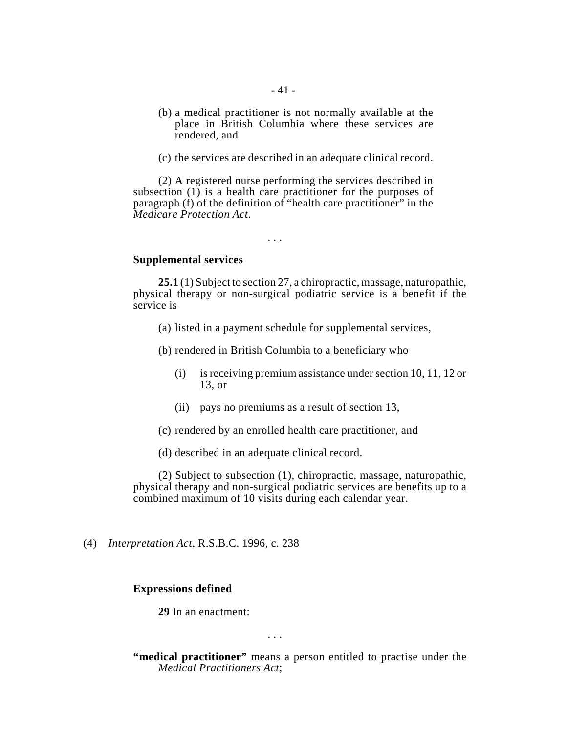(b) a medical practitioner is not normally available at the place in British Columbia where these services are rendered, and

(c) the services are described in an adequate clinical record.

(2) A registered nurse performing the services described in subsection (1) is a health care practitioner for the purposes of paragraph (f) of the definition of "health care practitioner" in the *Medicare Protection Act*.

. . .

**Supplemental services**

**25.1** (1) Subject to section 27, a chiropractic, massage, naturopathic, physical therapy or non-surgical podiatric service is a benefit if the service is

(a) listed in a payment schedule for supplemental services,

(b) rendered in British Columbia to a beneficiary who

(i) is receiving premium assistance under section 10, 11, 12 or 13, or

(ii) pays no premiums as a result of section 13,

(c) rendered by an enrolled health care practitioner, and

(d) described in an adequate clinical record.

(2) Subject to subsection (1), chiropractic, massage, naturopathic, physical therapy and non-surgical podiatric services are benefits up to a combined maximum of 10 visits during each calendar year.

(4) *Interpretation Act*, R.S.B.C. 1996, c. 238

**Expressions defined**

**29** In an enactment:

. . .

**"medical practitioner"** means a person entitled to practise under the *Medical Practitioners Act*;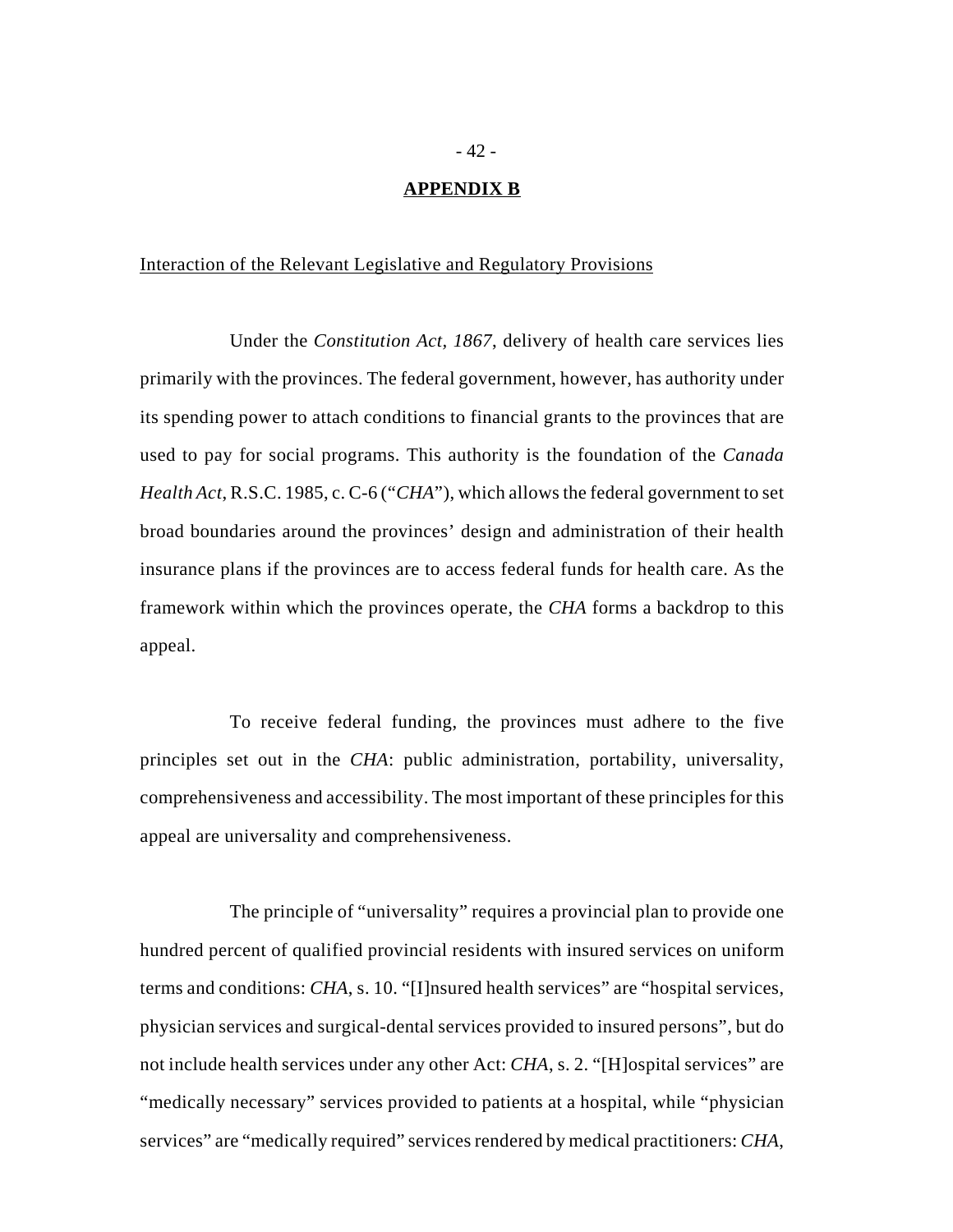## APPENDIX B

<u>Interaction of the Relevant Legislative and Regulatory Provisions</u>

Under the *Constitution Act, 1867*, delivery of health care services lies primarily with the provinces. The federal government, however, has authority under its spending power to attach conditions to financial grants to the provinces that are used to pay for social programs. This authority is the foundation of the *Canada Health Act*, R.S.C. 1985, c. C-6 ("*CHA*"), which allows the federal government to set broad boundaries around the provinces' design and administration of their health insurance plans if the provinces are to access federal funds for health care. As the framework within which the provinces operate, the *CHA* forms a backdrop to this appeal.

To receive federal funding, the provinces must adhere to the five principles set out in the *CHA*: public administration, portability, universality, comprehensiveness and accessibility. The most important of these principles for this appeal are universality and comprehensiveness.

The principle of "universality" requires a provincial plan to provide one hundred percent of qualified provincial residents with insured services on uniform terms and conditions: *CHA*, s. 10. "[I]nsured health services" are "hospital services, physician services and surgical-dental services provided to insured persons", but do not include health services under any other Act: *CHA*, s. 2. "[H]ospital services" are "medically necessary" services provided to patients at a hospital, while "physician services" are "medically required" services rendered by medical practitioners: *CHA*,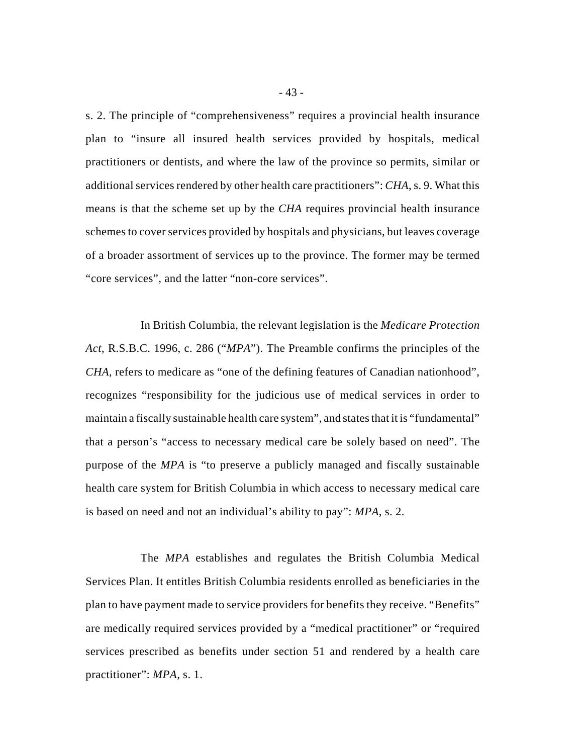s. 2. The principle of "comprehensiveness" requires a provincial health insurance plan to "insure all insured health services provided by hospitals, medical practitioners or dentists, and where the law of the province so permits, similar or additional services rendered by other health care practitioners": *CHA*, s. 9. What this means is that the scheme set up by the *CHA* requires provincial health insurance schemes to cover services provided by hospitals and physicians, but leaves coverage of a broader assortment of services up to the province. The former may be termed "core services", and the latter "non-core services".

In British Columbia, the relevant legislation is the *Medicare Protection Act*, R.S.B.C. 1996, c. 286 ("*MPA*"). The Preamble confirms the principles of the *CHA*, refers to medicare as "one of the defining features of Canadian nationhood", recognizes "responsibility for the judicious use of medical services in order to maintain a fiscally sustainable health care system", and states that it is "fundamental" that a person's "access to necessary medical care be solely based on need". The purpose of the *MPA* is "to preserve a publicly managed and fiscally sustainable health care system for British Columbia in which access to necessary medical care is based on need and not an individual's ability to pay": *MPA*, s. 2.

The *MPA* establishes and regulates the British Columbia Medical Services Plan. It entitles British Columbia residents enrolled as beneficiaries in the plan to have payment made to service providers for benefits they receive. "Benefits" are medically required services provided by a "medical practitioner" or "required services prescribed as benefits under section 51 and rendered by a health care practitioner": *MPA*, s. 1.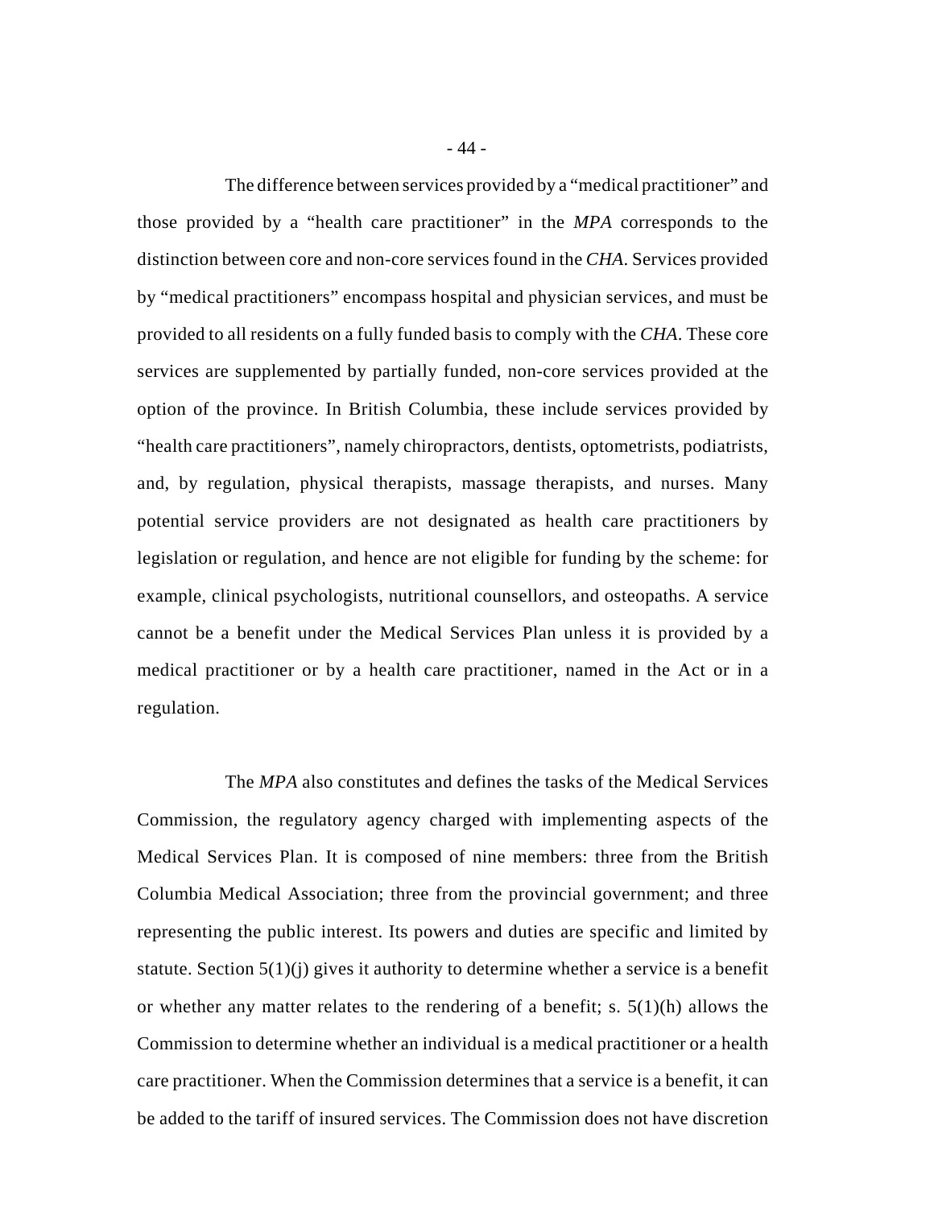The difference between services provided by a "medical practitioner" and those provided by a "health care practitioner" in the *MPA* corresponds to the distinction between core and non-core services found in the *CHA*. Services provided by "medical practitioners" encompass hospital and physician services, and must be provided to all residents on a fully funded basis to comply with the *CHA*. These core services are supplemented by partially funded, non-core services provided at the option of the province. In British Columbia, these include services provided by "health care practitioners", namely chiropractors, dentists, optometrists, podiatrists, and, by regulation, physical therapists, massage therapists, and nurses. Many potential service providers are not designated as health care practitioners by legislation or regulation, and hence are not eligible for funding by the scheme: for example, clinical psychologists, nutritional counsellors, and osteopaths. A service cannot be a benefit under the Medical Services Plan unless it is provided by a medical practitioner or by a health care practitioner, named in the Act or in a regulation.

The *MPA* also constitutes and defines the tasks of the Medical Services Commission, the regulatory agency charged with implementing aspects of the Medical Services Plan. It is composed of nine members: three from the British Columbia Medical Association; three from the provincial government; and three representing the public interest. Its powers and duties are specific and limited by statute. Section 5(1)(j) gives it authority to determine whether a service is a benefit or whether any matter relates to the rendering of a benefit; s. 5(1)(h) allows the Commission to determine whether an individual is a medical practitioner or a health care practitioner. When the Commission determines that a service is a benefit, it can be added to the tariff of insured services. The Commission does not have discretion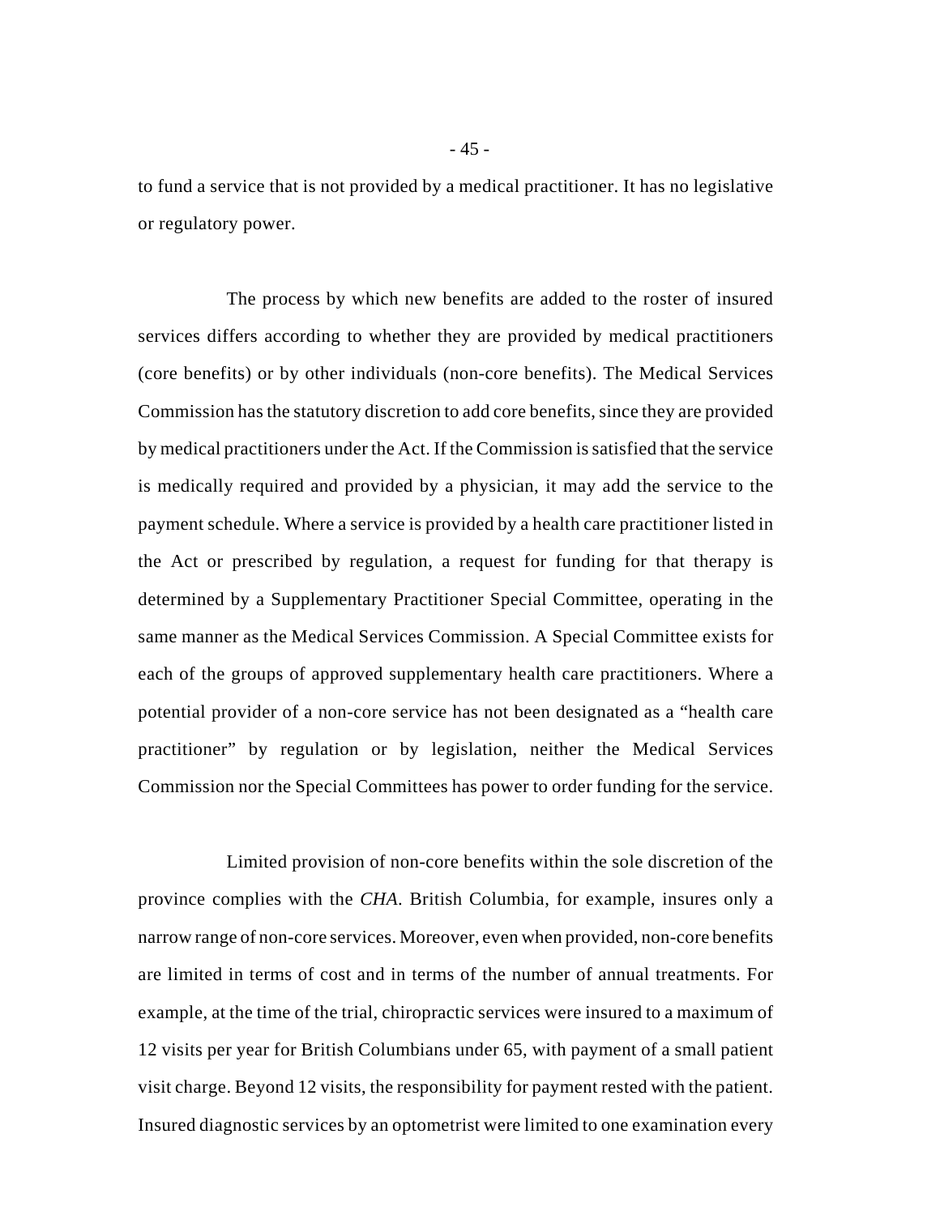to fund a service that is not provided by a medical practitioner. It has no legislative or regulatory power.

The process by which new benefits are added to the roster of insured services differs according to whether they are provided by medical practitioners (core benefits) or by other individuals (non-core benefits). The Medical Services Commission has the statutory discretion to add core benefits, since they are provided by medical practitioners under the Act. If the Commission is satisfied that the service is medically required and provided by a physician, it may add the service to the payment schedule. Where a service is provided by a health care practitioner listed in the Act or prescribed by regulation, a request for funding for that therapy is determined by a Supplementary Practitioner Special Committee, operating in the same manner as the Medical Services Commission. A Special Committee exists for each of the groups of approved supplementary health care practitioners. Where a potential provider of a non-core service has not been designated as a "health care practitioner" by regulation or by legislation, neither the Medical Services Commission nor the Special Committees has power to order funding for the service.

Limited provision of non-core benefits within the sole discretion of the province complies with the *CHA*. British Columbia, for example, insures only a narrow range of non-core services. Moreover, even when provided, non-core benefits are limited in terms of cost and in terms of the number of annual treatments. For example, at the time of the trial, chiropractic services were insured to a maximum of 12 visits per year for British Columbians under 65, with payment of a small patient visit charge. Beyond 12 visits, the responsibility for payment rested with the patient. Insured diagnostic services by an optometrist were limited to one examination every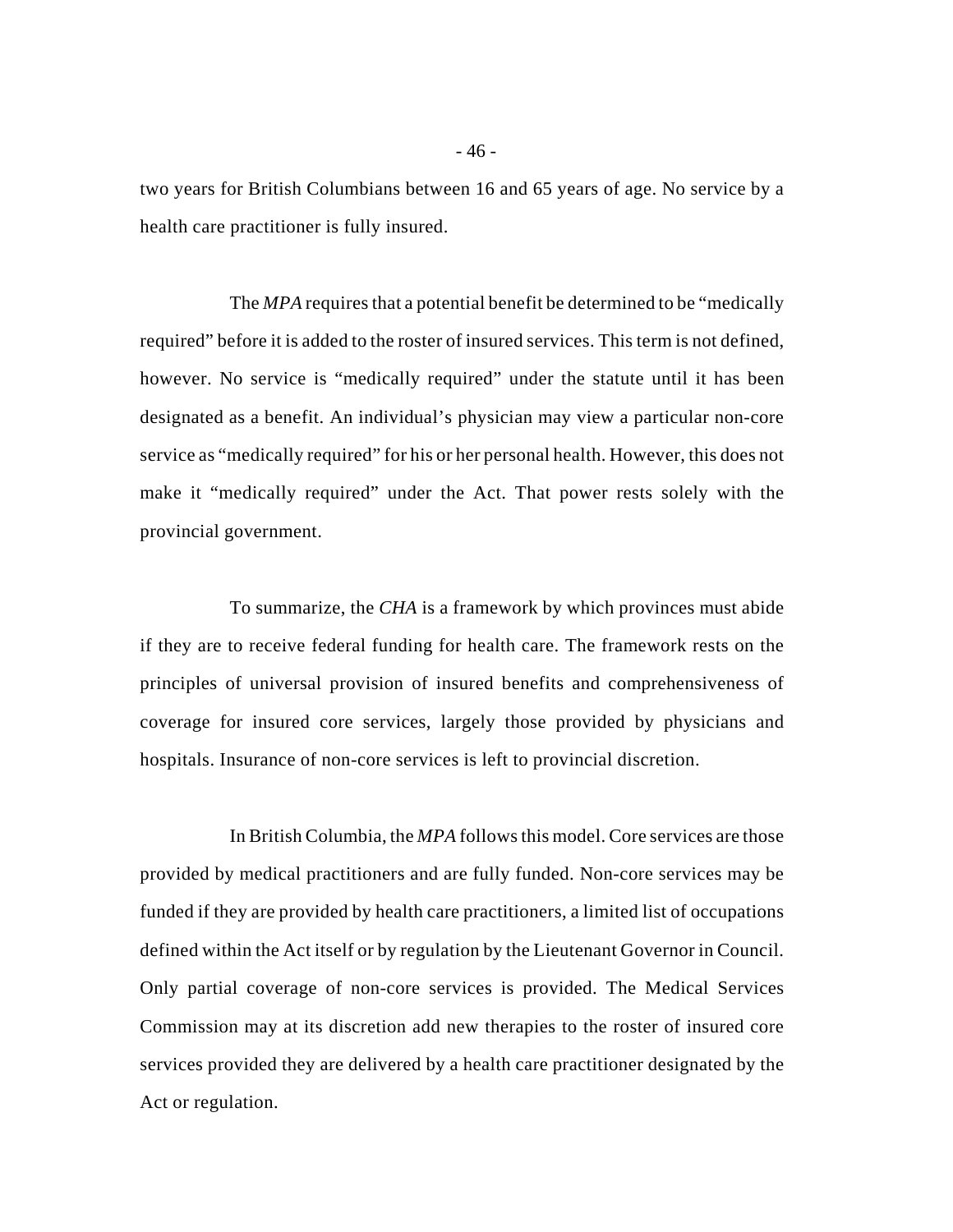two years for British Columbians between 16 and 65 years of age. No service by a health care practitioner is fully insured.

The *MPA* requires that a potential benefit be determined to be "medically required" before it is added to the roster of insured services. This term is not defined, however. No service is "medically required" under the statute until it has been designated as a benefit. An individual's physician may view a particular non-core service as "medically required" for his or her personal health. However, this does not make it "medically required" under the Act. That power rests solely with the provincial government.

To summarize, the *CHA* is a framework by which provinces must abide if they are to receive federal funding for health care. The framework rests on the principles of universal provision of insured benefits and comprehensiveness of coverage for insured core services, largely those provided by physicians and hospitals. Insurance of non-core services is left to provincial discretion.

In British Columbia, the *MPA* follows this model. Core services are those provided by medical practitioners and are fully funded. Non-core services may be funded if they are provided by health care practitioners, a limited list of occupations defined within the Act itself or by regulation by the Lieutenant Governor in Council. Only partial coverage of non-core services is provided. The Medical Services Commission may at its discretion add new therapies to the roster of insured core services provided they are delivered by a health care practitioner designated by the Act or regulation.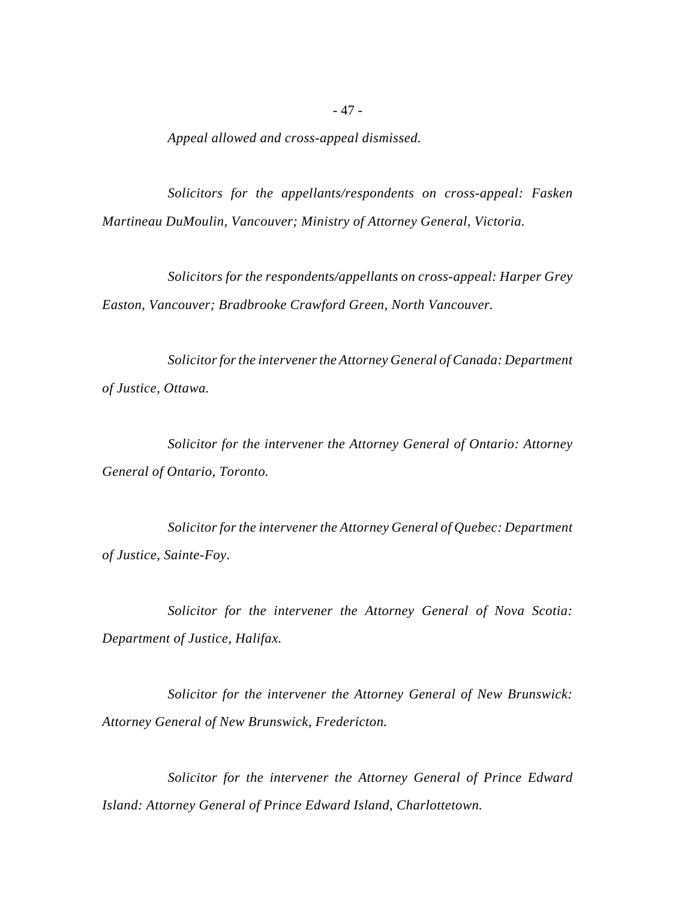*Appeal allowed and cross-appeal dismissed.*

*Solicitors for the appellants/respondents on cross-appeal: Fasken Martineau DuMoulin, Vancouver; Ministry of Attorney General, Victoria.*

*Solicitors for the respondents/appellants on cross-appeal: Harper Grey Easton, Vancouver; Bradbrooke Crawford Green, North Vancouver.*

*Solicitor for the intervener the Attorney General of Canada: Department of Justice, Ottawa.*

*Solicitor for the intervener the Attorney General of Ontario: Attorney General of Ontario, Toronto.*

*Solicitor for the intervener the Attorney General of Quebec: Department of Justice, Sainte-Foy.*

*Solicitor for the intervener the Attorney General of Nova Scotia: Department of Justice, Halifax.*

*Solicitor for the intervener the Attorney General of New Brunswick: Attorney General of New Brunswick, Fredericton.*

*Solicitor for the intervener the Attorney General of Prince Edward Island: Attorney General of Prince Edward Island, Charlottetown.*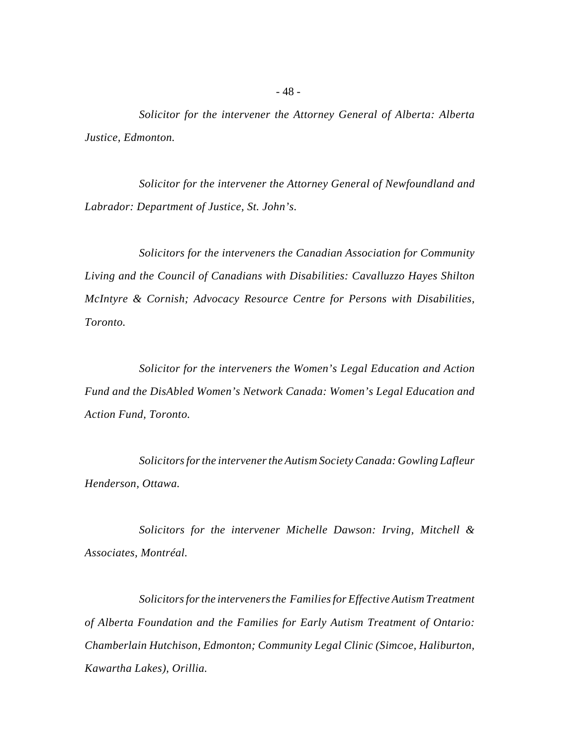*Solicitor for the intervener the Attorney General of Alberta: Alberta Justice, Edmonton.*

*Solicitor for the intervener the Attorney General of Newfoundland and Labrador: Department of Justice, St. John's.*

*Solicitors for the interveners the Canadian Association for Community Living and the Council of Canadians with Disabilities: Cavalluzzo Hayes Shilton McIntyre & Cornish; Advocacy Resource Centre for Persons with Disabilities, Toronto.*

*Solicitor for the interveners the Women's Legal Education and Action Fund and the DisAbled Women's Network Canada: Women's Legal Education and Action Fund, Toronto.*

*Solicitors for the intervener the Autism Society Canada: Gowling Lafleur Henderson, Ottawa.*

*Solicitors for the intervener Michelle Dawson: Irving, Mitchell & Associates, Montréal.*

*Solicitors for the interveners the Families for Effective Autism Treatment of Alberta Foundation and the Families for Early Autism Treatment of Ontario: Chamberlain Hutchison, Edmonton; Community Legal Clinic (Simcoe, Haliburton, Kawartha Lakes), Orillia.*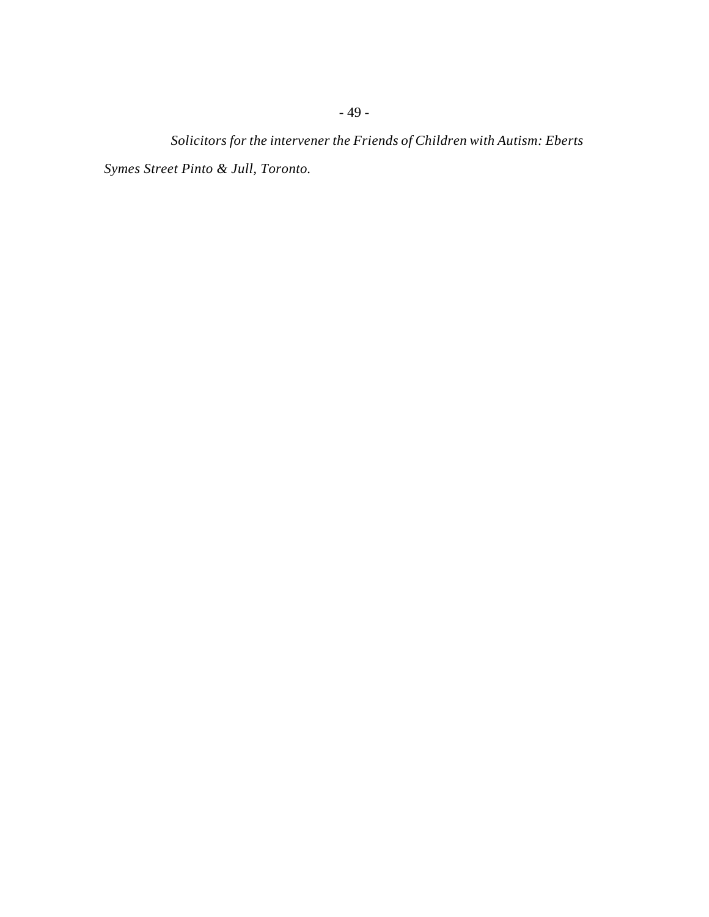*Solicitors for the intervener the Friends of Children with Autism: Eberts Symes Street Pinto & Jull, Toronto.*